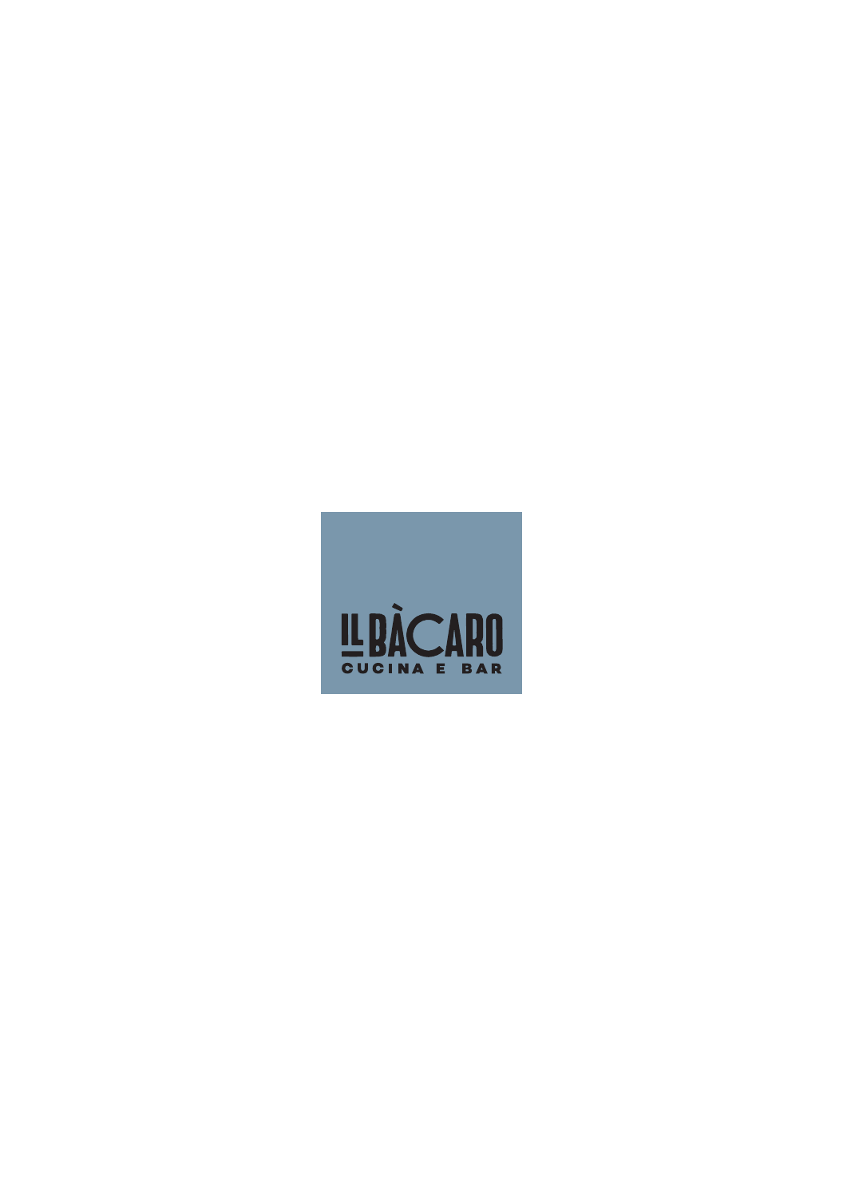# IL BÀCARO

CUCINA E BAR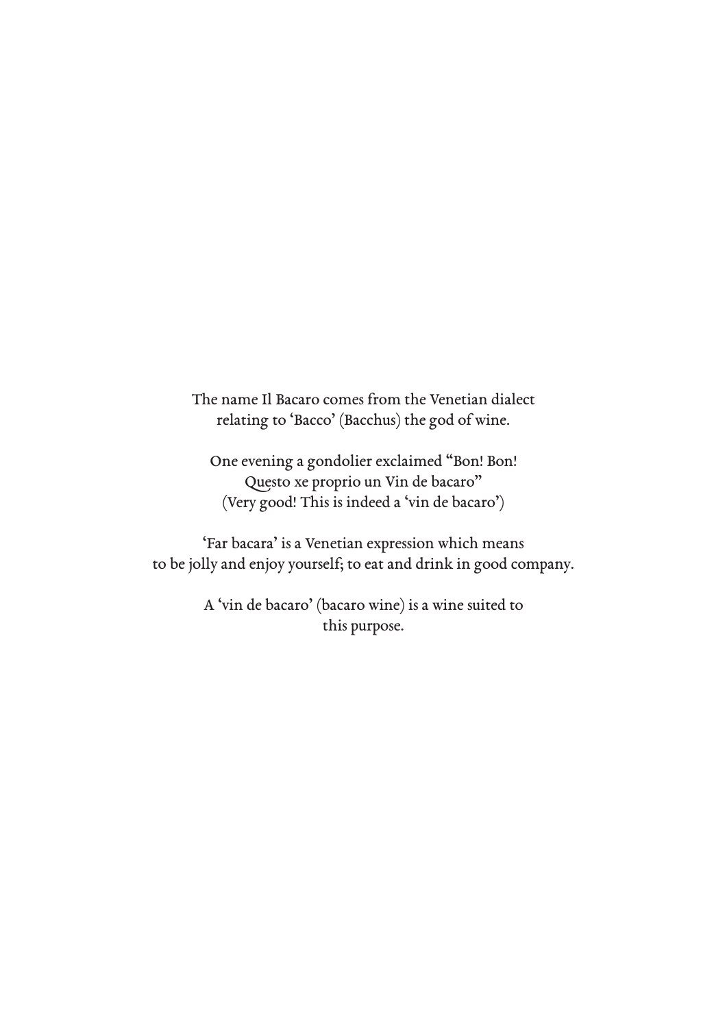The name Il Bacaro comes from the Venetian dialect
relating to 'Bacco' (Bacchus) the god of wine.

One evening a gondolier exclaimed "Bon! Bon!
Questo xe proprio un Vin de bacaro"
(Very good! This is indeed a 'vin de bacaro')

'Far bacara' is a Venetian expression which means
to be jolly and enjoy yourself; to eat and drink in good company.

A 'vin de bacaro' (bacaro wine) is a wine suited to
this purpose.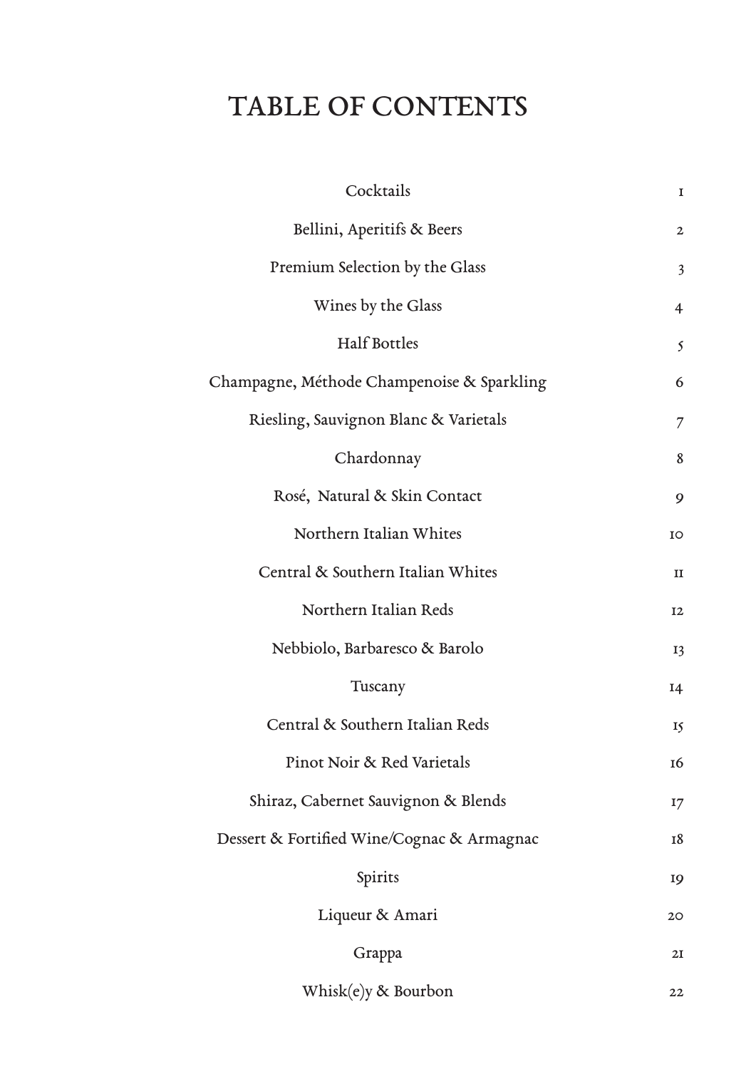# TABLE OF CONTENTS

| | |
|---|---|
| Cocktails | 1 |
| Bellini, Aperitifs & Beers | 2 |
| Premium Selection by the Glass | 3 |
| Wines by the Glass | 4 |
| Half Bottles | 5 |
| Champagne, Méthode Champenoise & Sparkling | 6 |
| Riesling, Sauvignon Blanc & Varietals | 7 |
| Chardonnay | 8 |
| Rosé, Natural & Skin Contact | 9 |
| Northern Italian Whites | 10 |
| Central & Southern Italian Whites | 11 |
| Northern Italian Reds | 12 |
| Nebbiolo, Barbaresco & Barolo | 13 |
| Tuscany | 14 |
| Central & Southern Italian Reds | 15 |
| Pinot Noir & Red Varietals | 16 |
| Shiraz, Cabernet Sauvignon & Blends | 17 |
| Dessert & Fortified Wine/Cognac & Armagnac | 18 |
| Spirits | 19 |
| Liqueur & Amari | 20 |
| Grappa | 21 |
| Whisk(e)y & Bourbon | 22 |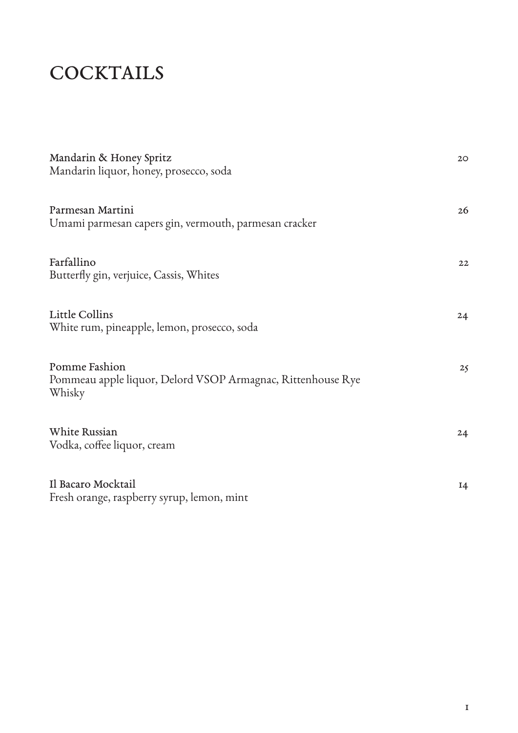# COCKTAILS

**Mandarin & Honey Spritz** 20
Mandarin liquor, honey, prosecco, soda

**Parmesan Martini** 26
Umami parmesan capers gin, vermouth, parmesan cracker

**Farfallino** 22
Butterfly gin, verjuice, Cassis, Whites

**Little Collins** 24
White rum, pineapple, lemon, prosecco, soda

**Pomme Fashion** 25
Pommeau apple liquor, Delord VSOP Armagnac, Rittenhouse Rye Whisky

**White Russian** 24
Vodka, coffee liquor, cream

**Il Bacaro Mocktail** 14
Fresh orange, raspberry syrup, lemon, mint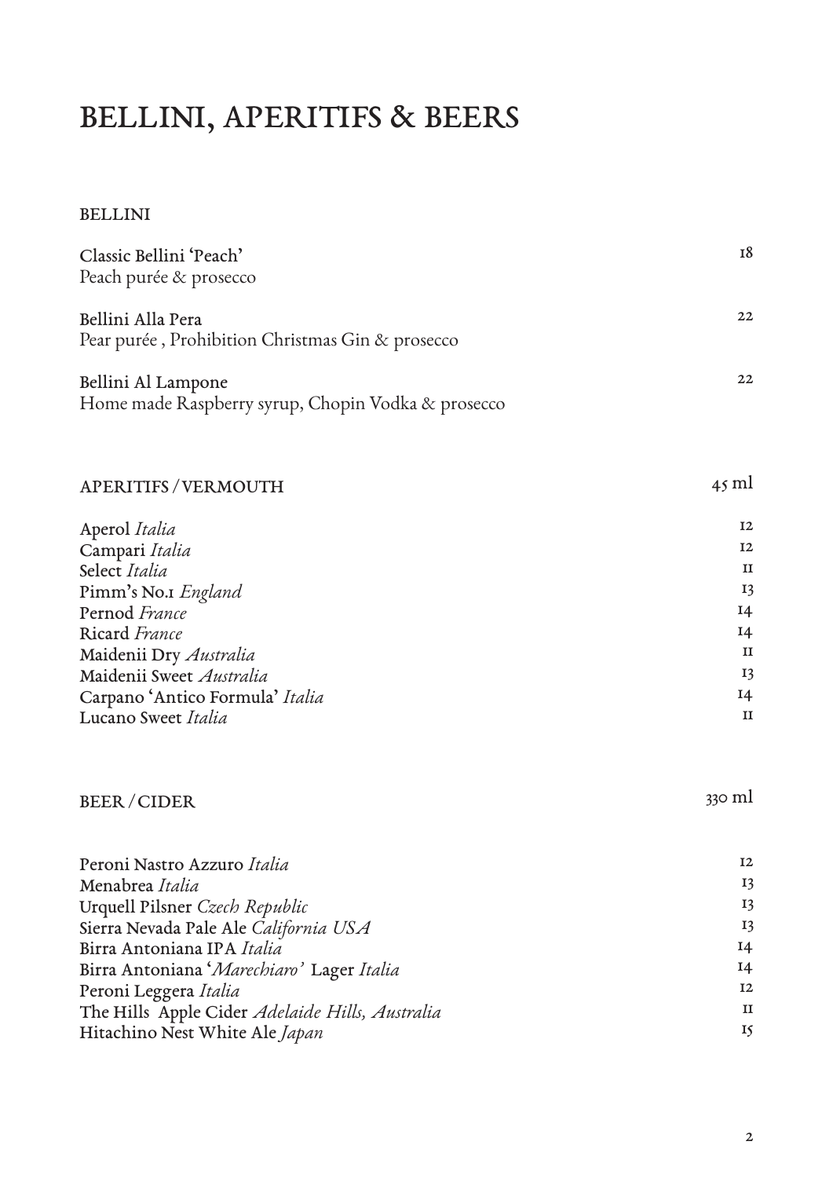# BELLINI, APERITIFS & BEERS

## BELLINI

| | |
|---|---|
| Classic Bellini 'Peach'<br>Peach purée & prosecco | 18 |
| Bellini Alla Pera<br>Pear purée , Prohibition Christmas Gin & prosecco | 22 |
| Bellini Al Lampone<br>Home made Raspberry syrup, Chopin Vodka & prosecco | 22 |

## APERITIFS / VERMOUTH

| | 45 ml |
|---|---|
| Aperol *Italia* | 12 |
| Campari *Italia* | 12 |
| Select *Italia* | 11 |
| Pimm's No.1 *England* | 13 |
| Pernod *France* | 14 |
| Ricard *France* | 14 |
| Maidenii Dry *Australia* | 11 |
| Maidenii Sweet *Australia* | 13 |
| Carpano 'Antico Formula' *Italia* | 14 |
| Lucano Sweet *Italia* | 11 |

## BEER / CIDER

| | 330 ml |
|---|---|
| Peroni Nastro Azzuro *Italia* | 12 |
| Menabrea *Italia* | 13 |
| Urquell Pilsner *Czech Republic* | 13 |
| Sierra Nevada Pale Ale *California USA* | 13 |
| Birra Antoniana IPA *Italia* | 14 |
| Birra Antoniana '*Marechiaro'* Lager *Italia* | 14 |
| Peroni Leggera *Italia* | 12 |
| The Hills Apple Cider *Adelaide Hills, Australia* | 11 |
| Hitachino Nest White Ale *Japan* | 15 |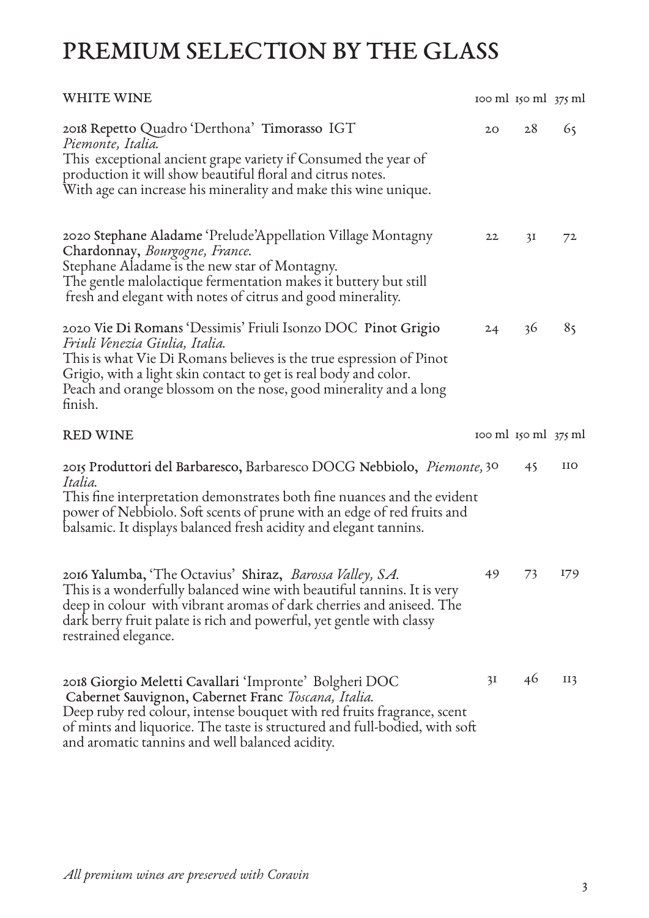# PREMIUM SELECTION BY THE GLASS

| WHITE WINE | 100 ml | 150 ml | 375 ml |
|---|---|---|---|
| 2018 **Repetto** Quadro 'Derthona' **Timorasso** IGT<br>*Piemonte, Italia.*<br>This exceptional ancient grape variety if Consumed the year of production it will show beautiful floral and citrus notes.<br>With age can increase his minerality and make this wine unique. | 20 | 28 | 65 |
| 2020 **Stephane Aladame** 'Prelude'Appellation Village Montagny **Chardonnay,** *Bourgogne, France.*<br>Stephane Aladame is the new star of Montagny.<br>The gentle malolactique fermentation makes it buttery but still fresh and elegant with notes of citrus and good minerality. | 22 | 31 | 72 |
| 2020 **Vie Di Romans** 'Dessimis' Friuli Isonzo DOC **Pinot Grigio**<br>*Friuli Venezia Giulia, Italia.*<br>This is what Vie Di Romans believes is the true espression of Pinot Grigio, with a light skin contact to get is real body and color.<br>Peach and orange blossom on the nose, good minerality and a long finish. | 24 | 36 | 85 |

| RED WINE | 100 ml | 150 ml | 375 ml |
|---|---|---|---|
| 2015 **Produttori del Barbaresco,** Barbaresco DOCG **Nebbiolo,** *Piemonte, Italia.*<br>This fine interpretation demonstrates both fine nuances and the evident power of Nebbiolo. Soft scents of prune with an edge of red fruits and balsamic. It displays balanced fresh acidity and elegant tannins. | 30 | 45 | 110 |
| 2016 **Yalumba,** 'The Octavius' **Shiraz,** *Barossa Valley, SA.*<br>This is a wonderfully balanced wine with beautiful tannins. It is very deep in colour with vibrant aromas of dark cherries and aniseed. The dark berry fruit palate is rich and powerful, yet gentle with classy restrained elegance. | 49 | 73 | 179 |
| 2018 **Giorgio Meletti Cavallari** 'Impronte' Bolgheri DOC **Cabernet Sauvignon, Cabernet Franc** *Toscana, Italia.*<br>Deep ruby red colour, intense bouquet with red fruits fragrance, scent of mints and liquorice. The taste is structured and full-bodied, with soft and aromatic tannins and well balanced acidity. | 31 | 46 | 113 |

*All premium wines are preserved with Coravin*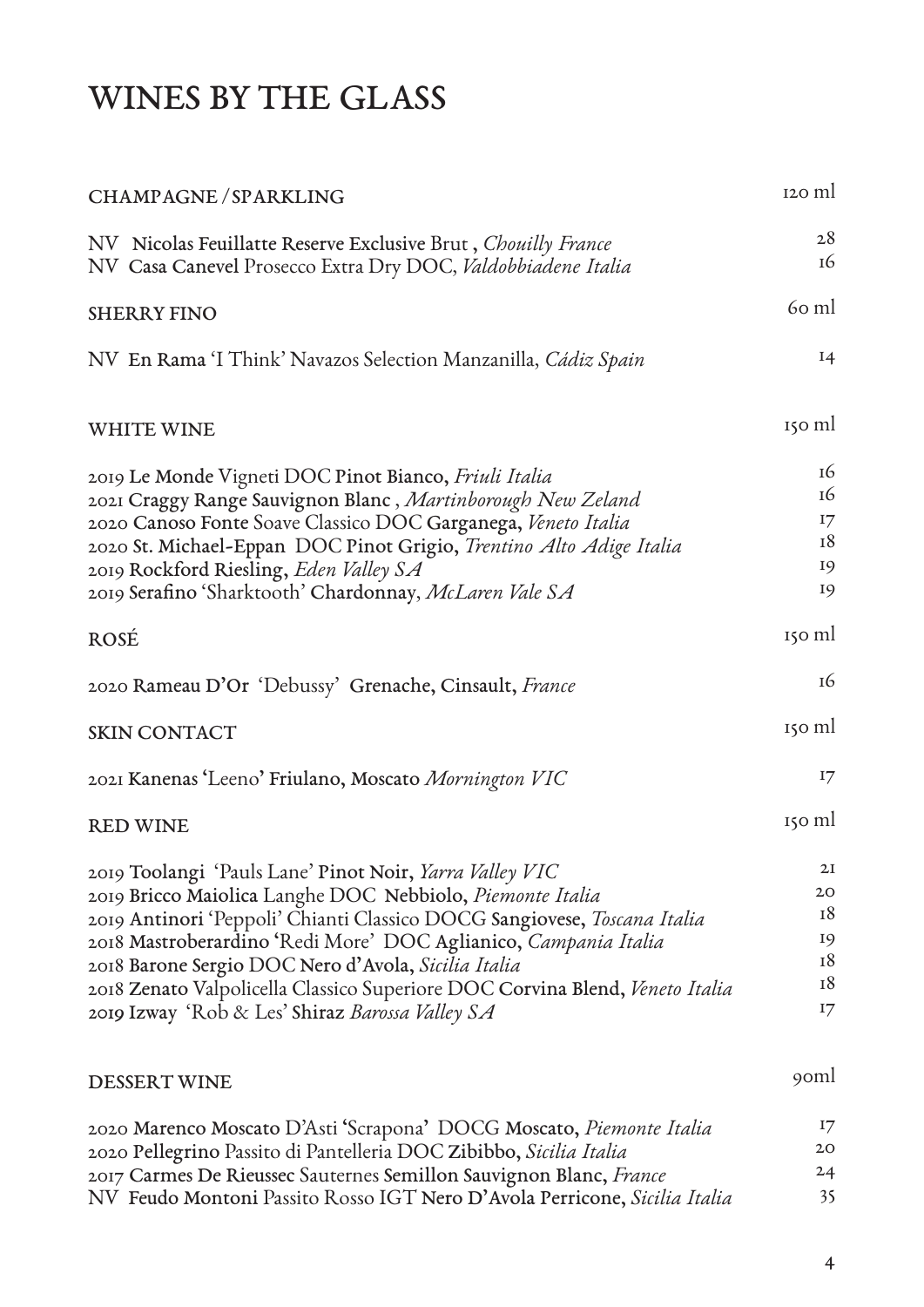# WINES BY THE GLASS

| CHAMPAGNE / SPARKLING | 120 ml |
|---|---|
| NV **Nicolas Feuillatte Reserve Exclusive** Brut , *Chouilly France* | 28 |
| NV **Casa Canevel** Prosecco Extra Dry DOC, *Valdobbiadene Italia* | 16 |

| SHERRY FINO | 60 ml |
|---|---|
| NV **En Rama** 'I Think' Navazos Selection Manzanilla, *Cádiz Spain* | 14 |

| WHITE WINE | 150 ml |
|---|---|
| 2019 **Le Monde** Vigneti DOC **Pinot Bianco**, *Friuli Italia* | 16 |
| 2021 **Craggy Range Sauvignon Blanc** , *Martinborough New Zeland* | 16 |
| 2020 **Canoso Fonte** Soave Classico DOC **Garganega**, *Veneto Italia* | 17 |
| 2020 **St. Michael-Eppan** DOC **Pinot Grigio**, *Trentino Alto Adige Italia* | 18 |
| 2019 **Rockford Riesling**, *Eden Valley SA* | 19 |
| 2019 **Serafino** 'Sharktooth' **Chardonnay**, *McLaren Vale SA* | 19 |

| ROSÉ | 150 ml |
|---|---|
| 2020 **Rameau D'Or** 'Debussy' **Grenache, Cinsault**, *France* | 16 |

| SKIN CONTACT | 150 ml |
|---|---|
| 2021 **Kanenas 'Leeno' Friulano, Moscato** *Mornington VIC* | 17 |

| RED WINE | 150 ml |
|---|---|
| 2019 **Toolangi** 'Pauls Lane' **Pinot Noir**, *Yarra Valley VIC* | 21 |
| 2019 **Bricco Maiolica** Langhe DOC **Nebbiolo**, *Piemonte Italia* | 20 |
| 2019 **Antinori** 'Peppoli' Chianti Classico DOCG **Sangiovese**, *Toscana Italia* | 18 |
| 2018 **Mastroberardino** 'Redi More' DOC **Aglianico**, *Campania Italia* | 19 |
| 2018 **Barone Sergio** DOC **Nero d'Avola**, *Sicilia Italia* | 18 |
| 2018 **Zenato** Valpolicella Classico Superiore DOC **Corvina Blend**, *Veneto Italia* | 18 |
| 2019 **Izway** 'Rob & Les' **Shiraz** *Barossa Valley SA* | 17 |

| DESSERT WINE | 90ml |
|---|---|
| 2020 **Marenco Moscato** D'Asti **'**Scrapona**'** DOCG **Moscato**, *Piemonte Italia* | 17 |
| 2020 **Pellegrino** Passito di Pantelleria DOC **Zibibbo**, *Sicilia Italia* | 20 |
| 2017 **Carmes De Rieussec** Sauternes **Semillon Sauvignon Blanc**, *France* | 24 |
| NV **Feudo Montoni** Passito Rosso IGT **Nero D'Avola Perricone**, *Sicilia Italia* | 35 |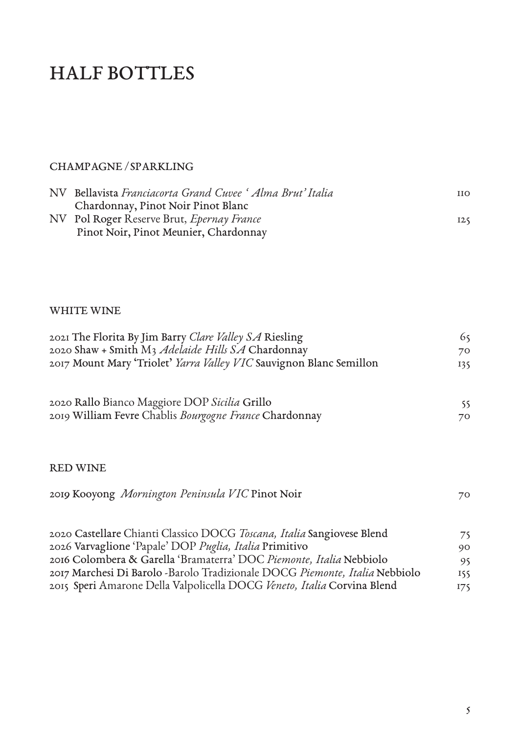# HALF BOTTLES

## CHAMPAGNE / SPARKLING

NV **Bellavista** *Franciacorta Grand Cuvee ' Alma Brut' Italia* 110
**Chardonnay, Pinot Noir Pinot Blanc**

NV **Pol Roger** Reserve Brut, *Epernay France* 125
**Pinot Noir, Pinot Meunier, Chardonnay**

## WHITE WINE

2021 **The Florita By Jim Barry** *Clare Valley SA* **Riesling** 65

2020 **Shaw + Smith** M3 *Adelaide Hills SA* **Chardonnay** 70

2017 **Mount Mary 'Triolet'** *Yarra Valley VIC* **Sauvignon Blanc Semillon** 135

2020 **Rallo** Bianco Maggiore DOP *Sicilia* **Grillo** 55

2019 **William Fevre** Chablis *Bourgogne France* **Chardonnay** 70

## RED WINE

2019 **Kooyong** *Mornington Peninsula VIC* **Pinot Noir** 70

2020 **Castellare** Chianti Classico DOCG *Toscana, Italia* **Sangiovese Blend** 75

2026 **Varvaglione** 'Papale' DOP *Puglia, Italia* **Primitivo** 90

2016 **Colombera & Garella** 'Bramaterra' DOC *Piemonte, Italia* **Nebbiolo** 95

2017 **Marchesi Di Barolo** -Barolo Tradizionale DOCG *Piemonte, Italia* **Nebbiolo** 155

2015 **Speri** Amarone Della Valpolicella DOCG *Veneto, Italia* **Corvina Blend** 175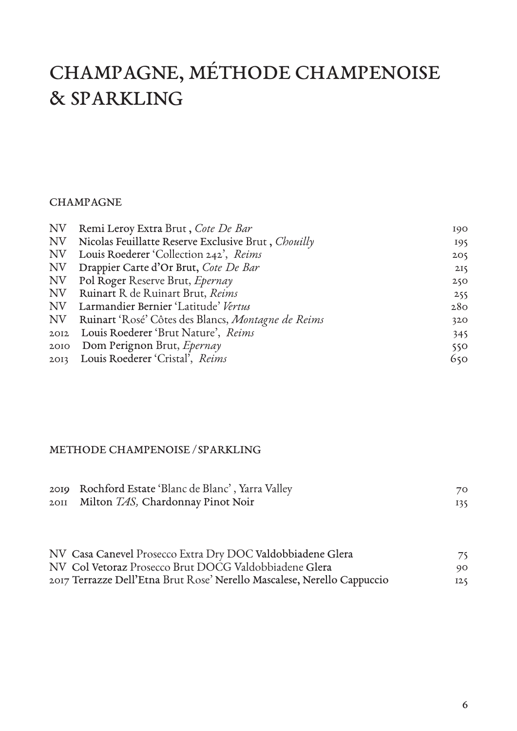# CHAMPAGNE, MÉTHODE CHAMPENOISE & SPARKLING

## CHAMPAGNE

| | | |
|---|---|---|
| NV | **Remi Leroy Extra** Brut , *Cote De Bar* | 190 |
| NV | **Nicolas Feuillatte Reserve Exclusive** Brut , *Chouilly* | 195 |
| NV | **Louis Roederer** 'Collection 242', *Reims* | 205 |
| NV | **Drappier Carte d'Or Brut,** *Cote De Bar* | 215 |
| NV | **Pol Roger** Reserve Brut, *Epernay* | 250 |
| NV | **Ruinart** R de Ruinart Brut, *Reims* | 255 |
| NV | **Larmandier Bernier** 'Latitude' *Vertus* | 280 |
| NV | **Ruinart** 'Rosé' Côtes des Blancs, *Montagne de Reims* | 320 |
| 2012 | **Louis Roederer** 'Brut Nature', *Reims* | 345 |
| 2010 | **Dom Perignon** Brut, *Epernay* | 550 |
| 2013 | **Louis Roederer** 'Cristal', *Reims* | 650 |

## METHODE CHAMPENOISE / SPARKLING

| | | |
|---|---|---|
| 2019 | **Rochford Estate** 'Blanc de Blanc' , Yarra Valley | 70 |
| 2011 | **Milton** *TAS,* **Chardonnay Pinot Noir** | 135 |

| | | |
|---|---|---|
| NV | **Casa Canevel** Prosecco Extra Dry DOC **Valdobbiadene Glera** | 75 |
| NV | **Col Vetoraz** Prosecco Brut DOCG Valdobbiadene **Glera** | 90 |
| 2017 | **Terrazze Dell'Etna** Brut Rose' **Nerello Mascalese, Nerello Cappuccio** | 125 |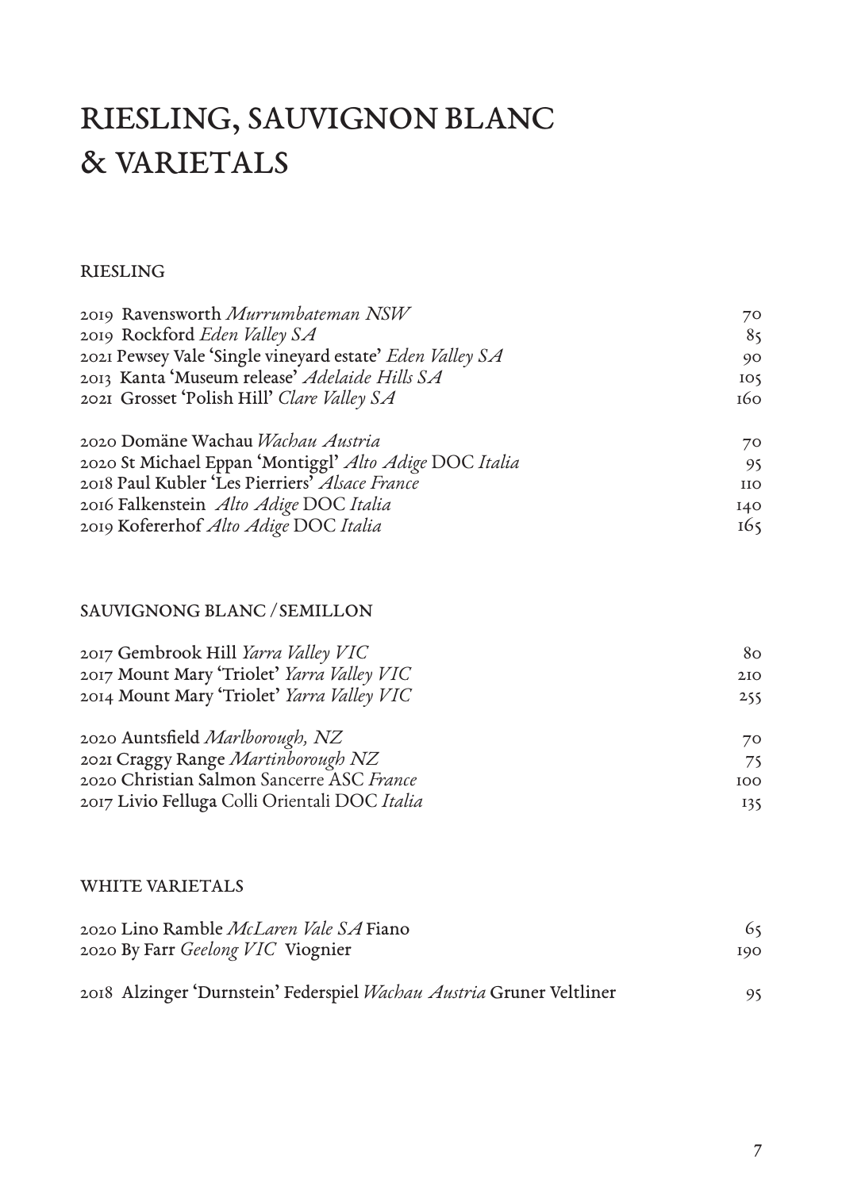# RIESLING, SAUVIGNON BLANC & VARIETALS

## RIESLING

| | |
|---|---|
| 2019 Ravensworth *Murrumbateman NSW* | 70 |
| 2019 Rockford *Eden Valley SA* | 85 |
| 2021 Pewsey Vale 'Single vineyard estate' *Eden Valley SA* | 90 |
| 2013 Kanta 'Museum release' *Adelaide Hills SA* | 105 |
| 2021 Grosset 'Polish Hill' *Clare Valley SA* | 160 |
| | |
| 2020 Domäne Wachau *Wachau Austria* | 70 |
| 2020 St Michael Eppan 'Montiggl' *Alto Adige* DOC *Italia* | 95 |
| 2018 Paul Kubler 'Les Pierriers' *Alsace France* | 110 |
| 2016 Falkenstein *Alto Adige* DOC *Italia* | 140 |
| 2019 Kofererhof *Alto Adige* DOC *Italia* | 165 |

## SAUVIGNONG BLANC / SEMILLON

| | |
|---|---|
| 2017 Gembrook Hill *Yarra Valley VIC* | 80 |
| 2017 Mount Mary 'Triolet' *Yarra Valley VIC* | 210 |
| 2014 Mount Mary 'Triolet' *Yarra Valley VIC* | 255 |
| | |
| 2020 Auntsfield *Marlborough, NZ* | 70 |
| 2021 Craggy Range *Martinborough NZ* | 75 |
| 2020 Christian Salmon Sancerre ASC *France* | 100 |
| 2017 Livio Felluga Colli Orientali DOC *Italia* | 135 |

## WHITE VARIETALS

| | |
|---|---|
| 2020 Lino Ramble *McLaren Vale SA* Fiano | 65 |
| 2020 By Farr *Geelong VIC* Viognier | 190 |
| | |
| 2018 Alzinger 'Durnstein' Federspiel *Wachau Austria* Gruner Veltliner | 95 |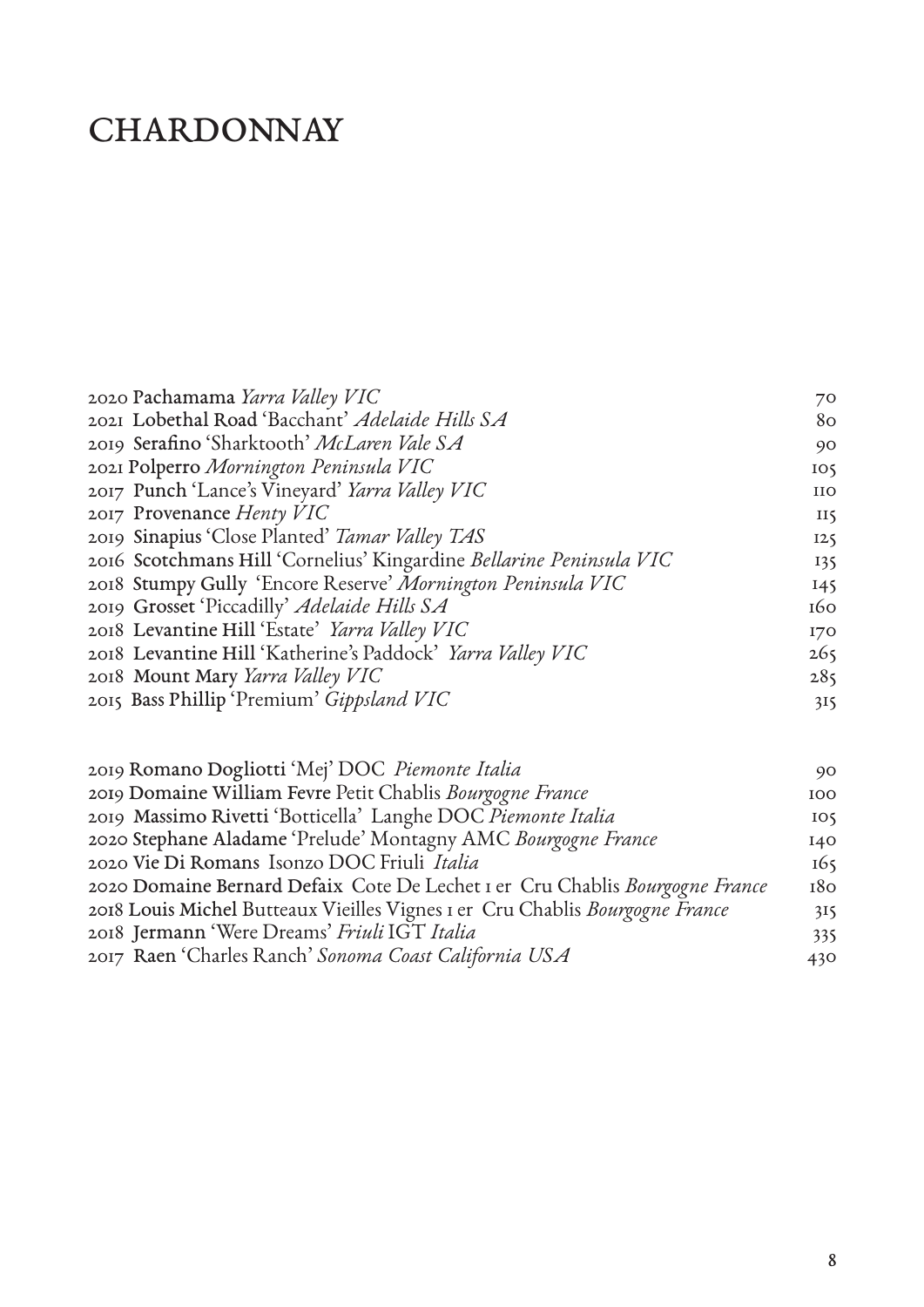# CHARDONNAY

| | |
|---|---|
| 2020 **Pachamama** *Yarra Valley VIC* | 70 |
| 2021 **Lobethal Road** 'Bacchant' *Adelaide Hills SA* | 80 |
| 2019 **Serafino** 'Sharktooth' *McLaren Vale SA* | 90 |
| 2021 **Polperro** *Mornington Peninsula VIC* | 105 |
| 2017 **Punch** 'Lance's Vineyard' *Yarra Valley VIC* | 110 |
| 2017 **Provenance** *Henty VIC* | 115 |
| 2019 **Sinapius** 'Close Planted' *Tamar Valley TAS* | 125 |
| 2016 **Scotchmans Hill** 'Cornelius' Kingardine *Bellarine Peninsula VIC* | 135 |
| 2018 **Stumpy Gully** 'Encore Reserve' *Mornington Peninsula VIC* | 145 |
| 2019 **Grosset** 'Piccadilly' *Adelaide Hills SA* | 160 |
| 2018 **Levantine Hill** 'Estate' *Yarra Valley VIC* | 170 |
| 2018 **Levantine Hill** 'Katherine's Paddock' *Yarra Valley VIC* | 265 |
| 2018 **Mount Mary** *Yarra Valley VIC* | 285 |
| 2015 **Bass Phillip** 'Premium' *Gippsland VIC* | 315 |

| | |
|---|---|
| 2019 **Romano Dogliotti** 'Mej' DOC *Piemonte Italia* | 90 |
| 2019 **Domaine William Fevre** Petit Chablis *Bourgogne France* | 100 |
| 2019 **Massimo Rivetti** 'Botticella' Langhe DOC *Piemonte Italia* | 105 |
| 2020 **Stephane Aladame** 'Prelude' Montagny AMC *Bourgogne France* | 140 |
| 2020 **Vie Di Romans** Isonzo DOC Friuli *Italia* | 165 |
| 2020 **Domaine Bernard Defaix** Cote De Lechet 1 er Cru Chablis *Bourgogne France* | 180 |
| 2018 **Louis Michel** Butteaux Vieilles Vignes 1 er Cru Chablis *Bourgogne France* | 315 |
| 2018 **Jermann** 'Were Dreams' *Friuli* IGT *Italia* | 335 |
| 2017 **Raen** 'Charles Ranch' *Sonoma Coast California USA* | 430 |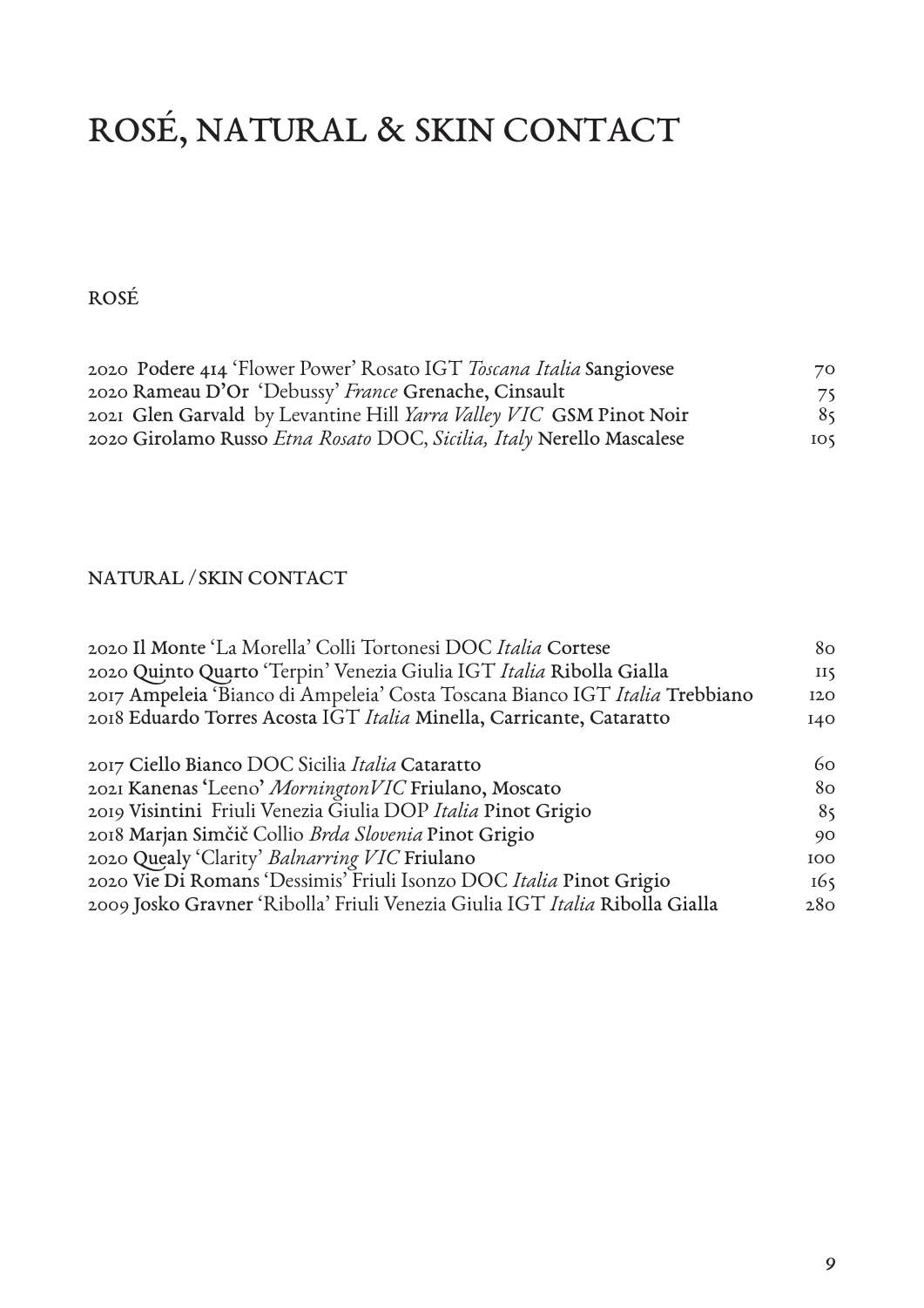# ROSÉ, NATURAL & SKIN CONTACT

## ROSÉ

| | |
|---|---|
| 2020 **Podere 414** 'Flower Power' Rosato IGT *Toscana Italia* **Sangiovese** | 70 |
| 2020 **Rameau D'Or** 'Debussy' *France* **Grenache, Cinsault** | 75 |
| 2021 **Glen Garvald** by Levantine Hill *Yarra Valley VIC* **GSM Pinot Noir** | 85 |
| 2020 **Girolamo Russo** *Etna Rosato* DOC, *Sicilia, Italy* **Nerello Mascalese** | 105 |

## NATURAL / SKIN CONTACT

| | |
|---|---|
| 2020 **Il Monte** 'La Morella' Colli Tortonesi DOC *Italia* **Cortese** | 80 |
| 2020 **Quinto Quarto** 'Terpin' Venezia Giulia IGT *Italia* **Ribolla Gialla** | 115 |
| 2017 **Ampeleia** 'Bianco di Ampeleia' Costa Toscana Bianco IGT *Italia* **Trebbiano** | 120 |
| 2018 **Eduardo Torres Acosta** IGT *Italia* **Minella, Carricante, Cataratto** | 140 |
| | |
| 2017 **Ciello Bianco** DOC Sicilia *Italia* **Cataratto** | 60 |
| 2021 **Kanenas** 'Leeno' *MorningtonVIC* **Friulano, Moscato** | 80 |
| 2019 **Visintini** Friuli Venezia Giulia DOP *Italia* **Pinot Grigio** | 85 |
| 2018 **Marjan Simčič** Collio *Brda Slovenia* **Pinot Grigio** | 90 |
| 2020 **Quealy** 'Clarity' *Balnarring VIC* **Friulano** | 100 |
| 2020 **Vie Di Romans** 'Dessimis' Friuli Isonzo DOC *Italia* **Pinot Grigio** | 165 |
| 2009 **Josko Gravner** 'Ribolla' Friuli Venezia Giulia IGT *Italia* **Ribolla Gialla** | 280 |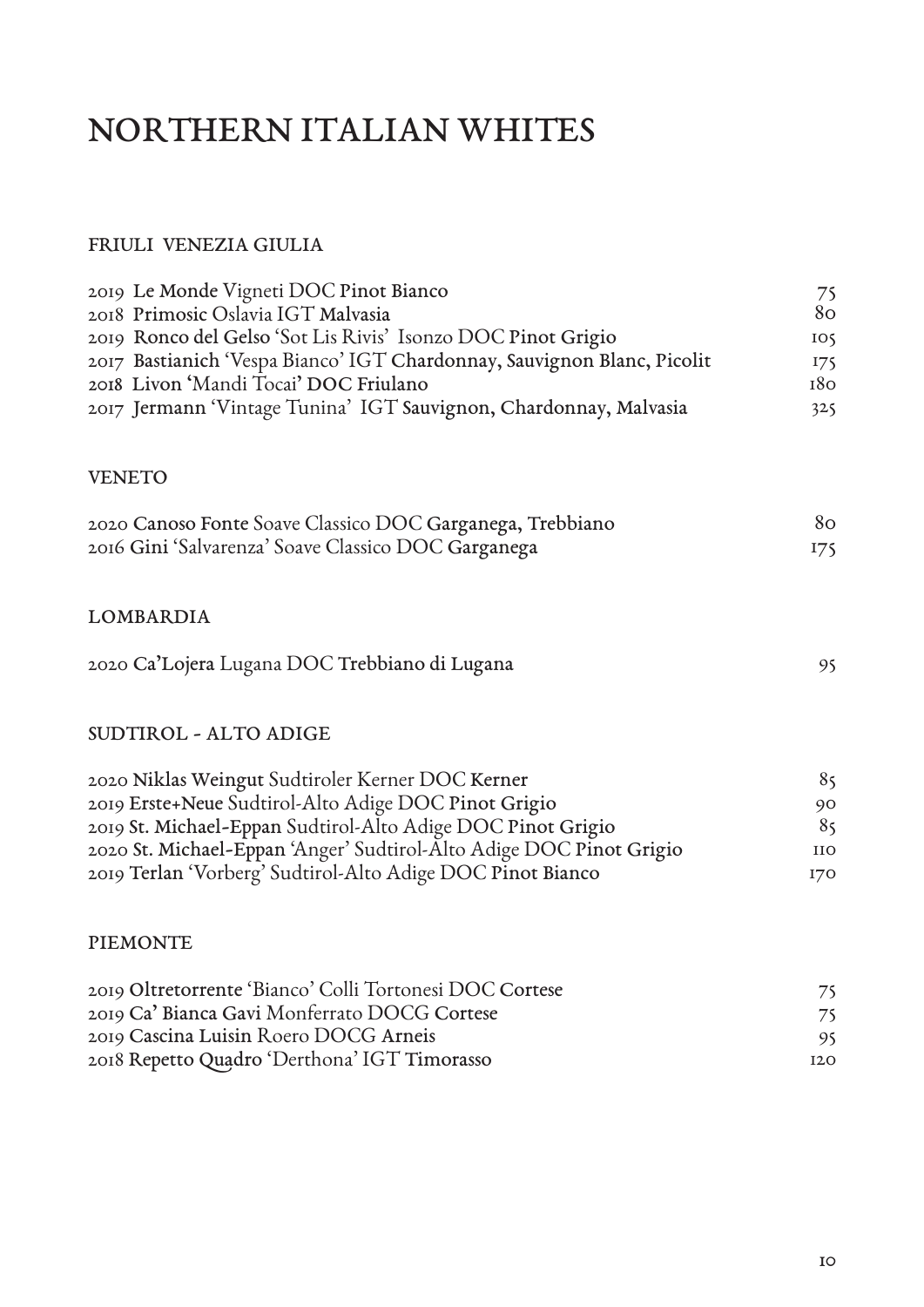# NORTHERN ITALIAN WHITES

## FRIULI VENEZIA GIULIA

| | |
|---|---|
| 2019 **Le Monde** Vigneti DOC **Pinot Bianco** | 75 |
| 2018 **Primosic** Oslavia IGT **Malvasia** | 80 |
| 2019 **Ronco del Gelso** 'Sot Lis Rivis' Isonzo DOC **Pinot Grigio** | 105 |
| 2017 **Bastianich** 'Vespa Bianco' IGT **Chardonnay, Sauvignon Blanc, Picolit** | 175 |
| 2018 **Livon** 'Mandi Tocai' **DOC Friulano** | 180 |
| 2017 **Jermann** 'Vintage Tunina' IGT **Sauvignon, Chardonnay, Malvasia** | 325 |

## VENETO

| | |
|---|---|
| 2020 **Canoso Fonte** Soave Classico DOC **Garganega, Trebbiano** | 80 |
| 2016 **Gini** 'Salvarenza' Soave Classico DOC **Garganega** | 175 |

## LOMBARDIA

| | |
|---|---|
| 2020 **Ca'Lojera** Lugana DOC **Trebbiano di Lugana** | 95 |

## SUDTIROL - ALTO ADIGE

| | |
|---|---|
| 2020 **Niklas Weingut** Sudtiroler Kerner DOC **Kerner** | 85 |
| 2019 **Erste+Neue** Sudtirol-Alto Adige DOC **Pinot Grigio** | 90 |
| 2019 **St. Michael-Eppan** Sudtirol-Alto Adige DOC **Pinot Grigio** | 85 |
| 2020 **St. Michael-Eppan** 'Anger' Sudtirol-Alto Adige DOC **Pinot Grigio** | 110 |
| 2019 **Terlan** 'Vorberg' Sudtirol-Alto Adige DOC **Pinot Bianco** | 170 |

## PIEMONTE

| | |
|---|---|
| 2019 **Oltretorrente** 'Bianco' Colli Tortonesi DOC **Cortese** | 75 |
| 2019 **Ca' Bianca Gavi** Monferrato DOCG **Cortese** | 75 |
| 2019 **Cascina Luisin** Roero DOCG **Arneis** | 95 |
| 2018 **Repetto Quadro** 'Derthona' IGT **Timorasso** | 120 |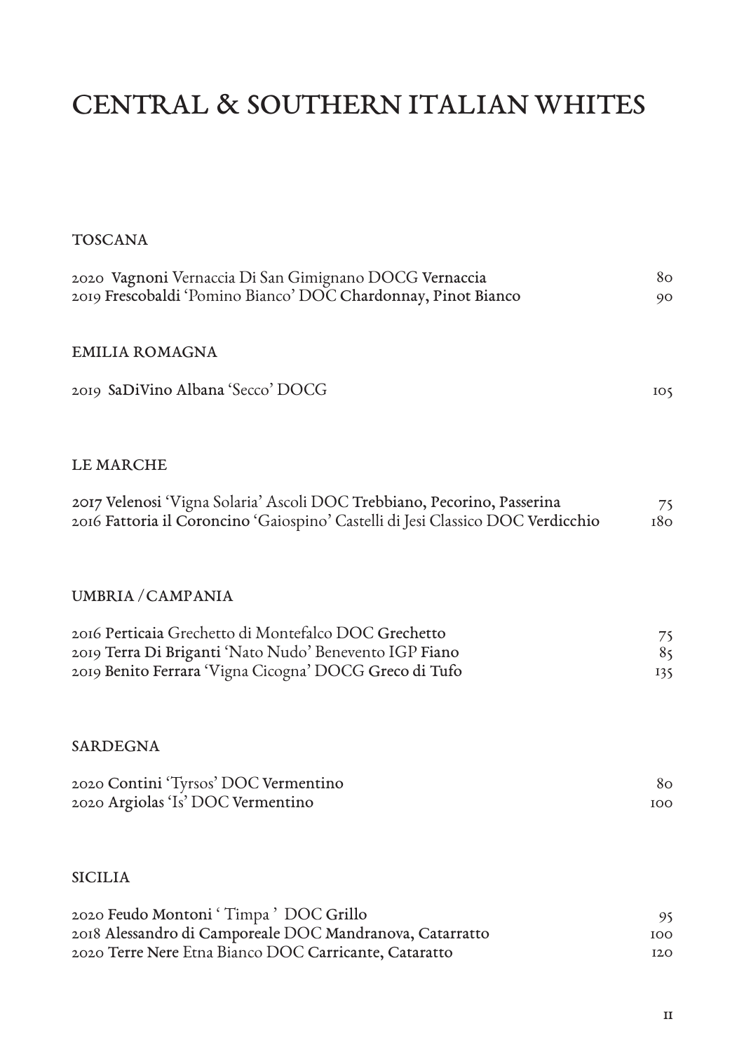# CENTRAL & SOUTHERN ITALIAN WHITES

## TOSCANA

| | |
|---|---|
| 2020 **Vagnoni** Vernaccia Di San Gimignano DOCG **Vernaccia** | 80 |
| 2019 **Frescobaldi** 'Pomino Bianco' DOC **Chardonnay, Pinot Bianco** | 90 |

## EMILIA ROMAGNA

| | |
|---|---|
| 2019 **SaDiVino Albana** 'Secco' DOCG | 105 |

## LE MARCHE

| | |
|---|---|
| **2017 Velenosi** 'Vigna Solaria' Ascoli DOC **Trebbiano, Pecorino, Passerina** | 75 |
| 2016 **Fattoria il Coroncino** 'Gaiospino' Castelli di Jesi Classico DOC **Verdicchio** | 180 |

## UMBRIA / CAMPANIA

| | |
|---|---|
| 2016 **Perticaia** Grechetto di Montefalco DOC **Grechetto** | 75 |
| 2019 **Terra Di Briganti** 'Nato Nudo' Benevento IGP **Fiano** | 85 |
| 2019 **Benito Ferrara** 'Vigna Cicogna' DOCG **Greco di Tufo** | 135 |

## SARDEGNA

| | |
|---|---|
| 2020 **Contini** 'Tyrsos' DOC **Vermentino** | 80 |
| 2020 **Argiolas** 'Is' DOC **Vermentino** | 100 |

## SICILIA

| | |
|---|---|
| 2020 **Feudo Montoni** ' Timpa ' DOC **Grillo** | 95 |
| 2018 **Alessandro di Camporeale** DOC **Mandranova, Catarratto** | 100 |
| 2020 **Terre Nere** Etna Bianco DOC **Carricante, Cataratto** | 120 |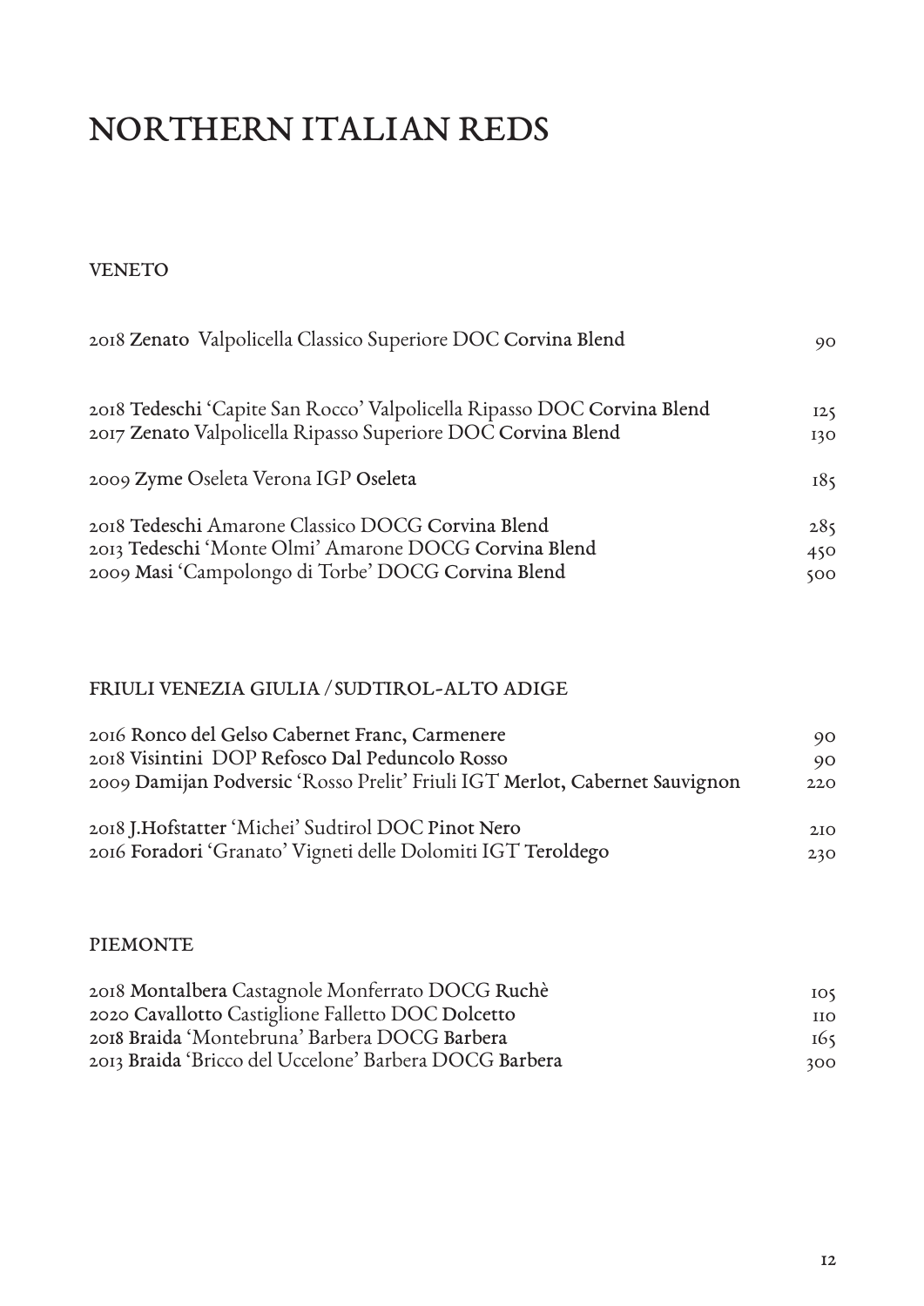# NORTHERN ITALIAN REDS

## VENETO

2018 **Zenato** Valpolicella Classico Superiore DOC **Corvina Blend** 90

2018 **Tedeschi** 'Capite San Rocco' Valpolicella Ripasso DOC **Corvina Blend** 125
2017 **Zenato** Valpolicella Ripasso Superiore DOC **Corvina Blend** 130

2009 **Zyme** Oseleta Verona IGP **Oseleta** 185

2018 **Tedeschi** Amarone Classico DOCG **Corvina Blend** 285
2013 **Tedeschi** 'Monte Olmi' Amarone DOCG **Corvina Blend** 450
2009 **Masi** 'Campolongo di Torbe' DOCG **Corvina Blend** 500

## FRIULI VENEZIA GIULIA / SUDTIROL-ALTO ADIGE

2016 **Ronco del Gelso Cabernet Franc, Carmenere** 90
2018 **Visintini** DOP **Refosco Dal Peduncolo Rosso** 90
2009 **Damijan Podversic** 'Rosso Prelit' Friuli IGT **Merlot, Cabernet Sauvignon** 220

2018 **J.Hofstatter** 'Michei' Sudtirol DOC **Pinot Nero** 210
2016 **Foradori** 'Granato' Vigneti delle Dolomiti IGT **Teroldego** 230

## PIEMONTE

2018 **Montalbera** Castagnole Monferrato DOCG **Ruchè** 105
2020 **Cavallotto** Castiglione Falletto DOC **Dolcetto** 110
2018 **Braida** 'Montebruna' Barbera DOCG **Barbera** 165
2013 **Braida** 'Bricco del Uccelone' Barbera DOCG **Barbera** 300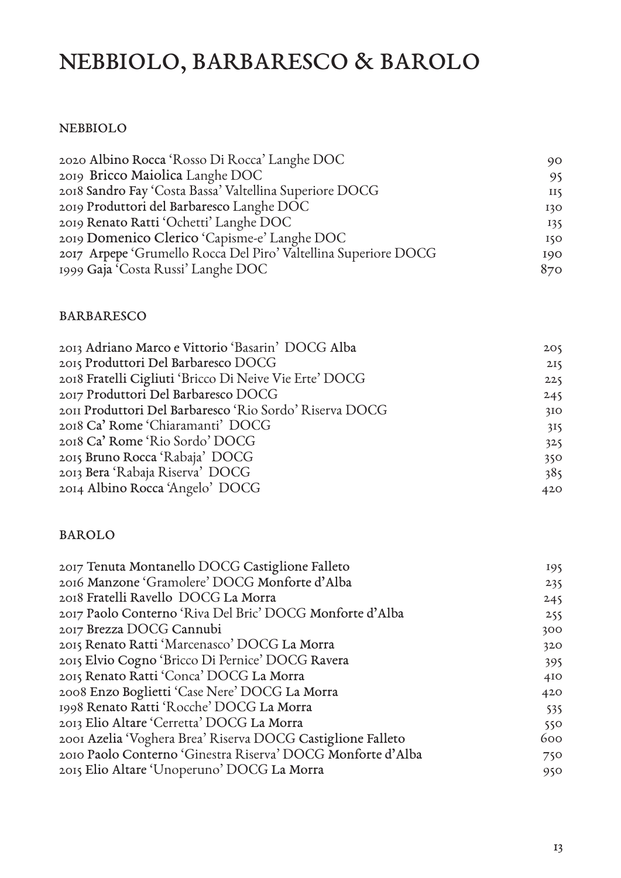# NEBBIOLO, BARBARESCO & BAROLO

## NEBBIOLO

| | |
|---|---|
| 2020 **Albino Rocca** 'Rosso Di Rocca' Langhe DOC | 90 |
| 2019 **Bricco Maiolica** Langhe DOC | 95 |
| 2018 **Sandro Fay** 'Costa Bassa' Valtellina Superiore DOCG | 115 |
| 2019 **Produttori del Barbaresco** Langhe DOC | 130 |
| 2019 **Renato Ratti** 'Ochetti' Langhe DOC | 135 |
| 2019 **Domenico Clerico** 'Capisme-e' Langhe DOC | 150 |
| 2017 **Arpepe** 'Grumello Rocca Del Piro' Valtellina Superiore DOCG | 190 |
| 1999 **Gaja** 'Costa Russi' Langhe DOC | 870 |

## BARBARESCO

| | |
|---|---|
| 2013 **Adriano Marco e Vittorio** 'Basarin' DOCG **Alba** | 205 |
| 2015 **Produttori Del Barbaresco** DOCG | 215 |
| 2018 **Fratelli Cigliuti** 'Bricco Di Neive Vie Erte' DOCG | 225 |
| 2017 **Produttori Del Barbaresco** DOCG | 245 |
| 2011 **Produttori Del Barbaresco** 'Rio Sordo' Riserva DOCG | 310 |
| 2018 **Ca' Rome** 'Chiaramanti' DOCG | 315 |
| 2018 **Ca' Rome** 'Rio Sordo' DOCG | 325 |
| 2015 **Bruno Rocca** 'Rabaja' DOCG | 350 |
| 2013 **Bera** 'Rabaja Riserva' DOCG | 385 |
| 2014 **Albino Rocca** 'Angelo' DOCG | 420 |

## BAROLO

| | |
|---|---|
| 2017 **Tenuta Montanello** DOCG **Castiglione Falleto** | 195 |
| 2016 **Manzone** 'Gramolere' DOCG **Monforte d'Alba** | 235 |
| 2018 **Fratelli Ravello** DOCG **La Morra** | 245 |
| 2017 **Paolo Conterno** 'Riva Del Bric' DOCG **Monforte d'Alba** | 255 |
| 2017 **Brezza** DOCG **Cannubi** | 300 |
| 2015 **Renato Ratti** 'Marcenasco' DOCG **La Morra** | 320 |
| 2015 **Elvio Cogno** 'Bricco Di Pernice' DOCG **Ravera** | 395 |
| 2015 **Renato Ratti** 'Conca' DOCG **La Morra** | 410 |
| 2008 **Enzo Boglietti** 'Case Nere' DOCG **La Morra** | 420 |
| 1998 **Renato Ratti** 'Rocche' DOCG **La Morra** | 535 |
| 2013 **Elio Altare** 'Cerretta' DOCG **La Morra** | 550 |
| 2001 **Azelia** 'Voghera Brea' Riserva DOCG **Castiglione Falleto** | 600 |
| 2010 **Paolo Conterno** 'Ginestra Riserva' DOCG **Monforte d'Alba** | 750 |
| 2015 **Elio Altare** 'Unoperuno' DOCG **La Morra** | 950 |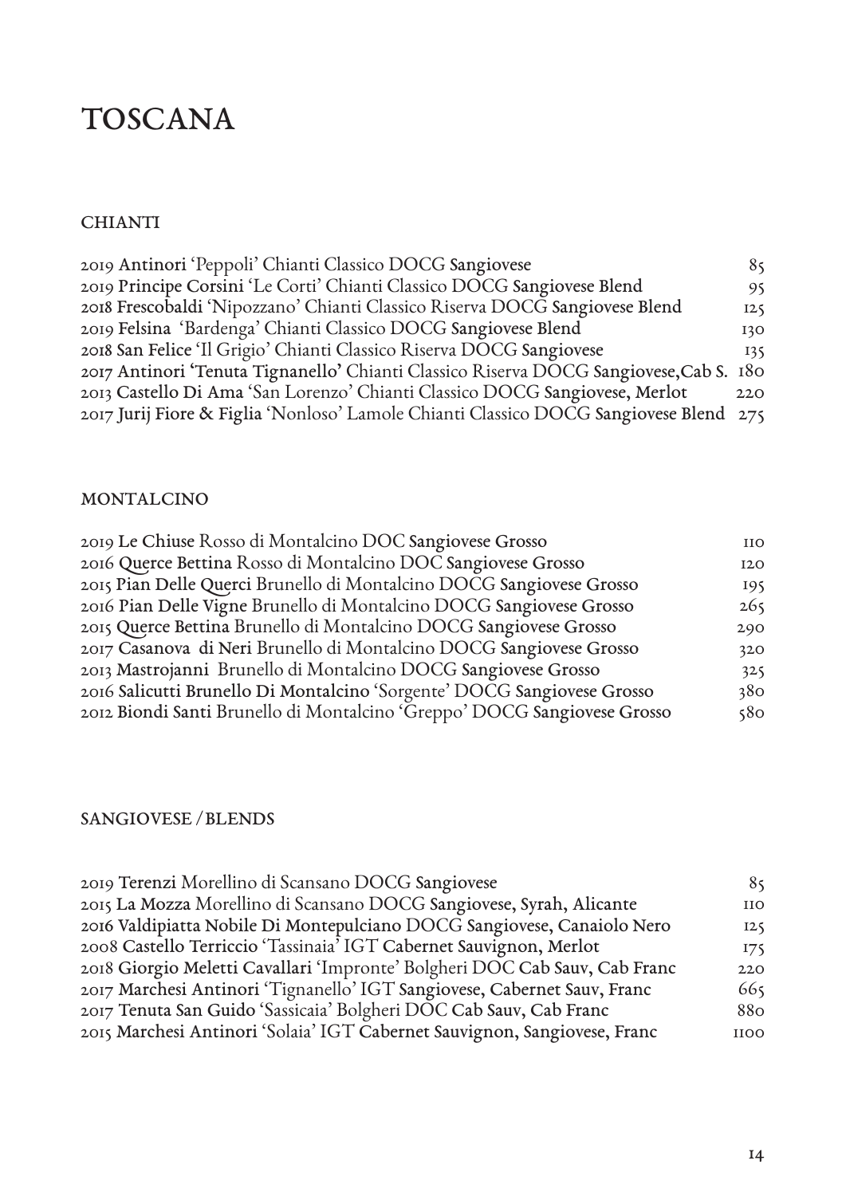# TOSCANA

## CHIANTI

| | |
|---|---|
| 2019 Antinori 'Peppoli' Chianti Classico DOCG Sangiovese | 85 |
| 2019 Principe Corsini 'Le Corti' Chianti Classico DOCG Sangiovese Blend | 95 |
| 2018 Frescobaldi 'Nipozzano' Chianti Classico Riserva DOCG Sangiovese Blend | 125 |
| 2019 Felsina 'Bardenga' Chianti Classico DOCG Sangiovese Blend | 130 |
| 2018 San Felice 'Il Grigio' Chianti Classico Riserva DOCG Sangiovese | 135 |
| 2017 Antinori 'Tenuta Tignanello' Chianti Classico Riserva DOCG Sangiovese,Cab S. | 180 |
| 2013 Castello Di Ama 'San Lorenzo' Chianti Classico DOCG Sangiovese, Merlot | 220 |
| 2017 Jurij Fiore & Figlia 'Nonloso' Lamole Chianti Classico DOCG Sangiovese Blend | 275 |

## MONTALCINO

| | |
|---|---|
| 2019 Le Chiuse Rosso di Montalcino DOC Sangiovese Grosso | 110 |
| 2016 Querce Bettina Rosso di Montalcino DOC Sangiovese Grosso | 120 |
| 2015 Pian Delle Querci Brunello di Montalcino DOCG Sangiovese Grosso | 195 |
| 2016 Pian Delle Vigne Brunello di Montalcino DOCG Sangiovese Grosso | 265 |
| 2015 Querce Bettina Brunello di Montalcino DOCG Sangiovese Grosso | 290 |
| 2017 Casanova di Neri Brunello di Montalcino DOCG Sangiovese Grosso | 320 |
| 2013 Mastrojanni Brunello di Montalcino DOCG Sangiovese Grosso | 325 |
| 2016 Salicutti Brunello Di Montalcino 'Sorgente' DOCG Sangiovese Grosso | 380 |
| 2012 Biondi Santi Brunello di Montalcino 'Greppo' DOCG Sangiovese Grosso | 580 |

## SANGIOVESE / BLENDS

| | |
|---|---|
| 2019 Terenzi Morellino di Scansano DOCG Sangiovese | 85 |
| 2015 La Mozza Morellino di Scansano DOCG Sangiovese, Syrah, Alicante | 110 |
| 2016 Valdipiatta Nobile Di Montepulciano DOCG Sangiovese, Canaiolo Nero | 125 |
| 2008 Castello Terriccio 'Tassinaia' IGT Cabernet Sauvignon, Merlot | 175 |
| 2018 Giorgio Meletti Cavallari 'Impronte' Bolgheri DOC Cab Sauv, Cab Franc | 220 |
| 2017 Marchesi Antinori 'Tignanello' IGT Sangiovese, Cabernet Sauv, Franc | 665 |
| 2017 Tenuta San Guido 'Sassicaia' Bolgheri DOC Cab Sauv, Cab Franc | 880 |
| 2015 Marchesi Antinori 'Solaia' IGT Cabernet Sauvignon, Sangiovese, Franc | 1100 |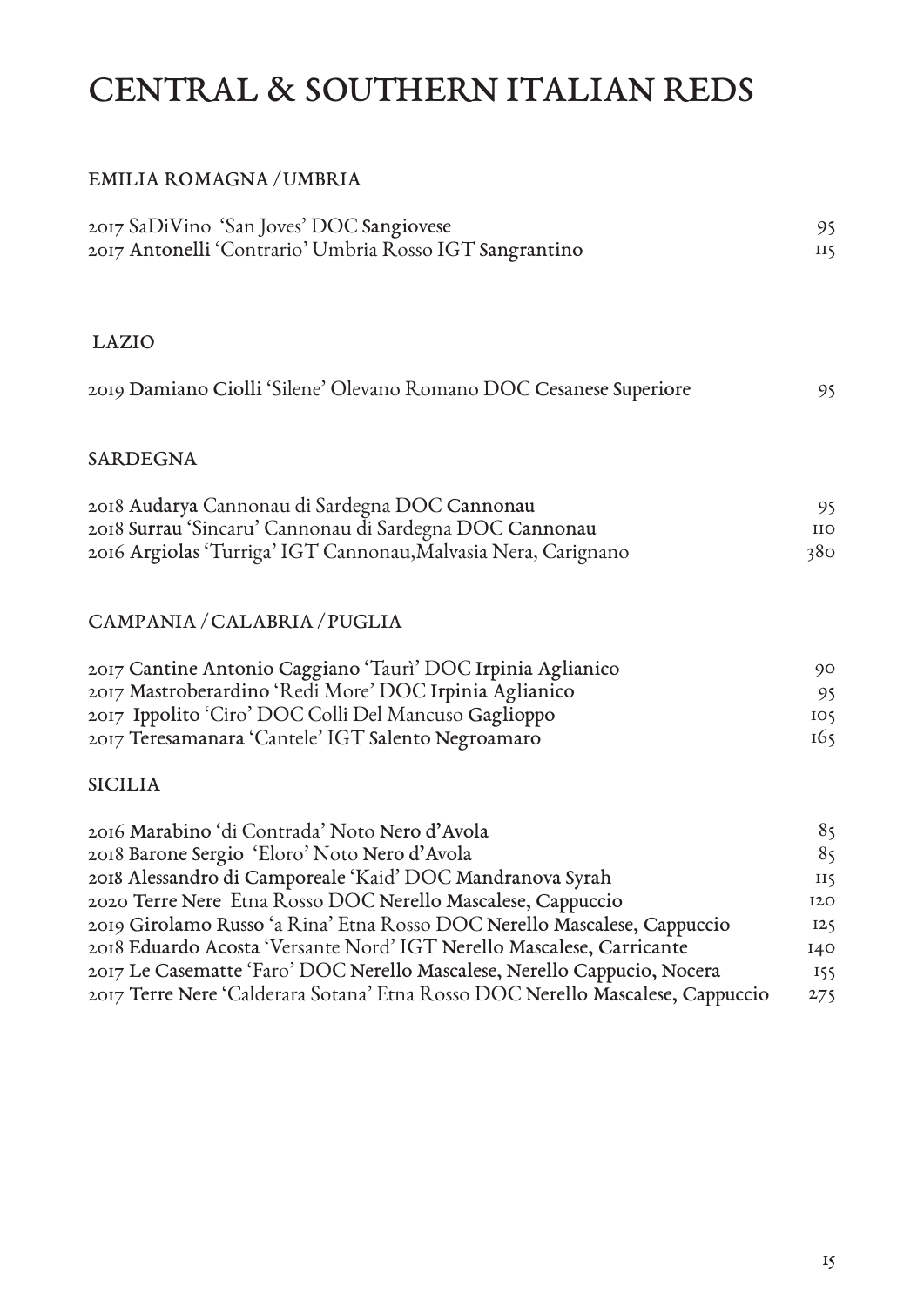# CENTRAL & SOUTHERN ITALIAN REDS

## EMILIA ROMAGNA / UMBRIA

| Wine | Price |
|---|---|
| 2017 SaDiVino 'San Joves' DOC Sangiovese | 95 |
| 2017 Antonelli 'Contrario' Umbria Rosso IGT Sangrantino | 115 |

## LAZIO

| Wine | Price |
|---|---|
| 2019 Damiano Ciolli 'Silene' Olevano Romano DOC Cesanese Superiore | 95 |

## SARDEGNA

| Wine | Price |
|---|---|
| 2018 Audarya Cannonau di Sardegna DOC Cannonau | 95 |
| 2018 Surrau 'Sincaru' Cannonau di Sardegna DOC Cannonau | 110 |
| 2016 Argiolas 'Turriga' IGT Cannonau,Malvasia Nera, Carignano | 380 |

## CAMPANIA / CALABRIA / PUGLIA

| Wine | Price |
|---|---|
| 2017 Cantine Antonio Caggiano 'Taurì' DOC Irpinia Aglianico | 90 |
| 2017 Mastroberardino 'Redi More' DOC Irpinia Aglianico | 95 |
| 2017 Ippolito 'Ciro' DOC Colli Del Mancuso Gaglioppo | 105 |
| 2017 Teresamanara 'Cantele' IGT Salento Negroamaro | 165 |

## SICILIA

| Wine | Price |
|---|---|
| 2016 Marabino 'di Contrada' Noto Nero d'Avola | 85 |
| 2018 Barone Sergio 'Eloro' Noto Nero d'Avola | 85 |
| 2018 Alessandro di Camporeale 'Kaid' DOC Mandranova Syrah | 115 |
| 2020 Terre Nere Etna Rosso DOC Nerello Mascalese, Cappuccio | 120 |
| 2019 Girolamo Russo 'a Rina' Etna Rosso DOC Nerello Mascalese, Cappuccio | 125 |
| 2018 Eduardo Acosta 'Versante Nord' IGT Nerello Mascalese, Carricante | 140 |
| 2017 Le Casematte 'Faro' DOC Nerello Mascalese, Nerello Cappucio, Nocera | 155 |
| 2017 Terre Nere 'Calderara Sotana' Etna Rosso DOC Nerello Mascalese, Cappuccio | 275 |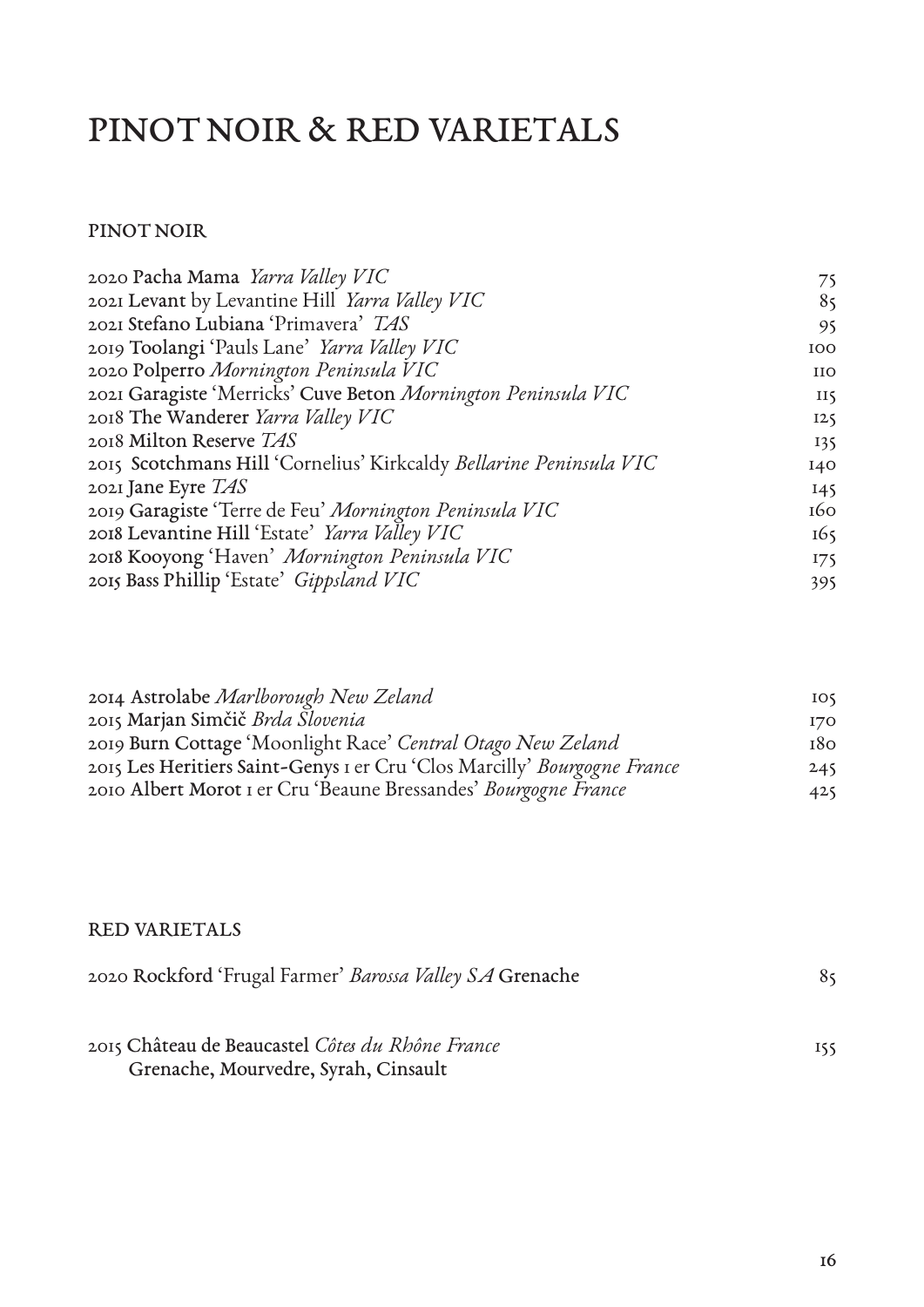# PINOT NOIR & RED VARIETALS

## PINOT NOIR

| | |
|---|---|
| 2020 **Pacha Mama** *Yarra Valley VIC* | 75 |
| 2021 **Levant** by Levantine Hill *Yarra Valley VIC* | 85 |
| 2021 **Stefano Lubiana** 'Primavera' *TAS* | 95 |
| 2019 **Toolangi** 'Pauls Lane' *Yarra Valley VIC* | 100 |
| 2020 **Polperro** *Mornington Peninsula VIC* | 110 |
| 2021 **Garagiste** 'Merricks' **Cuve Beton** *Mornington Peninsula VIC* | 115 |
| 2018 **The Wanderer** *Yarra Valley VIC* | 125 |
| 2018 **Milton Reserve** *TAS* | 135 |
| 2015 **Scotchmans Hill** 'Cornelius' Kirkcaldy *Bellarine Peninsula VIC* | 140 |
| 2021 **Jane Eyre** *TAS* | 145 |
| 2019 **Garagiste** 'Terre de Feu' *Mornington Peninsula VIC* | 160 |
| 2018 **Levantine Hill** 'Estate' *Yarra Valley VIC* | 165 |
| 2018 **Kooyong** 'Haven' *Mornington Peninsula VIC* | 175 |
| 2015 **Bass Phillip** 'Estate' *Gippsland VIC* | 395 |

| | |
|---|---|
| 2014 **Astrolabe** *Marlborough New Zeland* | 105 |
| 2015 **Marjan Simčič** *Brda Slovenia* | 170 |
| 2019 **Burn Cottage** 'Moonlight Race' *Central Otago New Zeland* | 180 |
| 2015 **Les Heritiers Saint-Genys** 1 er Cru 'Clos Marcilly' *Bourgogne France* | 245 |
| 2010 **Albert Morot** 1 er Cru 'Beaune Bressandes' *Bourgogne France* | 425 |

## RED VARIETALS

| | |
|---|---|
| 2020 **Rockford** 'Frugal Farmer' *Barossa Valley SA* **Grenache** | 85 |
| 2015 **Château de Beaucastel** *Côtes du Rhône France*<br>**Grenache, Mourvedre, Syrah, Cinsault** | 155 |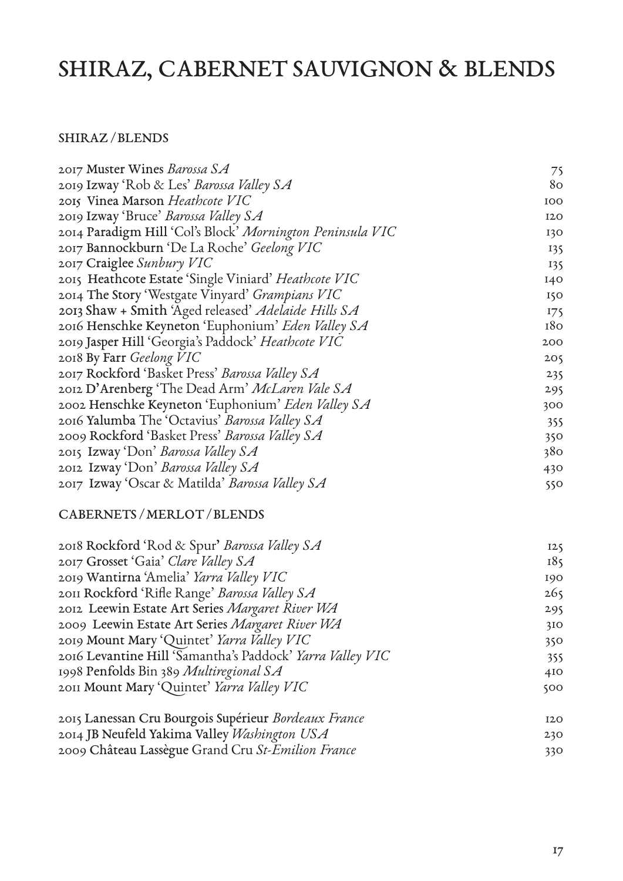# SHIRAZ, CABERNET SAUVIGNON & BLENDS

## SHIRAZ / BLENDS

| | |
|---|---|
| 2017 **Muster Wines** *Barossa SA* | 75 |
| 2019 **Izway** 'Rob & Les' *Barossa Valley SA* | 80 |
| 2015 **Vinea Marson** *Heathcote VIC* | 100 |
| 2019 **Izway** 'Bruce' *Barossa Valley SA* | 120 |
| 2014 **Paradigm Hill** 'Col's Block' *Mornington Peninsula VIC* | 130 |
| 2017 **Bannockburn** 'De La Roche' *Geelong VIC* | 135 |
| 2017 **Craiglee** *Sunbury VIC* | 135 |
| 2015 **Heathcote Estate** 'Single Viniard' *Heathcote VIC* | 140 |
| 2014 **The Story** 'Westgate Vinyard' *Grampians VIC* | 150 |
| 2013 **Shaw + Smith** 'Aged released' *Adelaide Hills SA* | 175 |
| 2016 **Henschke Keyneton** 'Euphonium' *Eden Valley SA* | 180 |
| 2019 **Jasper Hill** 'Georgia's Paddock' *Heathcote VIC* | 200 |
| 2018 **By Farr** *Geelong VIC* | 205 |
| 2017 **Rockford** 'Basket Press' *Barossa Valley SA* | 235 |
| 2012 **D'Arenberg** 'The Dead Arm' *McLaren Vale SA* | 295 |
| 2002 **Henschke Keyneton** 'Euphonium' *Eden Valley SA* | 300 |
| 2016 **Yalumba** The 'Octavius' *Barossa Valley SA* | 355 |
| 2009 **Rockford** 'Basket Press' *Barossa Valley SA* | 350 |
| 2015 **Izway** 'Don' *Barossa Valley SA* | 380 |
| 2012 **Izway** 'Don' *Barossa Valley SA* | 430 |
| 2017 **Izway** 'Oscar & Matilda' *Barossa Valley SA* | 550 |

## CABERNETS / MERLOT / BLENDS

| | |
|---|---|
| 2018 **Rockford** 'Rod & Spur' *Barossa Valley SA* | 125 |
| 2017 **Grosset** 'Gaia' *Clare Valley SA* | 185 |
| 2019 **Wantirna** 'Amelia' *Yarra Valley VIC* | 190 |
| 2011 **Rockford** 'Rifle Range' *Barossa Valley SA* | 265 |
| 2012 **Leewin Estate Art Series** *Margaret River WA* | 295 |
| 2009 **Leewin Estate Art Series** *Margaret River WA* | 310 |
| 2019 **Mount Mary** 'Quintet' *Yarra Valley VIC* | 350 |
| 2016 **Levantine Hill** 'Samantha's Paddock' *Yarra Valley VIC* | 355 |
| 1998 **Penfolds** Bin 389 *Multiregional SA* | 410 |
| 2011 **Mount Mary** 'Quintet' *Yarra Valley VIC* | 500 |
| | |
| 2015 **Lanessan Cru Bourgois Supérieur** *Bordeaux France* | 120 |
| 2014 **JB Neufeld Yakima Valley** *Washington USA* | 230 |
| 2009 **Château Lassègue** Grand Cru *St-Emilion France* | 330 |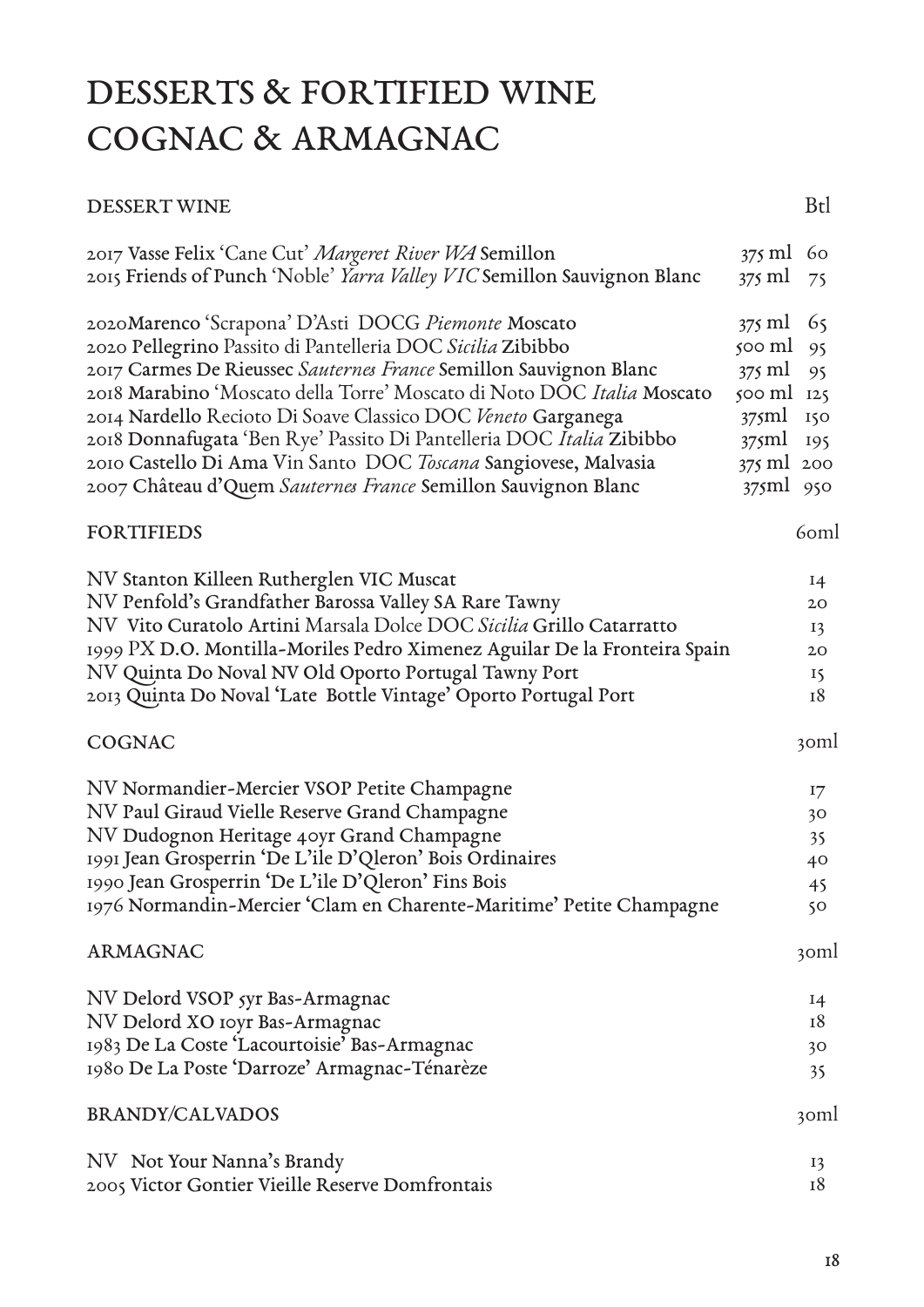# DESSERTS & FORTIFIED WINE
# COGNAC & ARMAGNAC

## DESSERT WINE

| | | Btl |
|---|---|---|
| 2017 Vasse Felix 'Cane Cut' *Margeret River WA* Semillon | 375 ml | 60 |
| 2015 Friends of Punch 'Noble' *Yarra Valley VIC* Semillon Sauvignon Blanc | 375 ml | 75 |
| 2020Marenco 'Scrapona' D'Asti DOCG *Piemonte* Moscato | 375 ml | 65 |
| 2020 Pellegrino Passito di Pantelleria DOC *Sicilia* Zibibbo | 500 ml | 95 |
| 2017 Carmes De Rieussec *Sauternes France* Semillon Sauvignon Blanc | 375 ml | 95 |
| 2018 Marabino 'Moscato della Torre' Moscato di Noto DOC *Italia* Moscato | 500 ml | 125 |
| 2014 Nardello Recioto Di Soave Classico DOC *Veneto* Garganega | 375ml | 150 |
| 2018 Donnafugata 'Ben Rye' Passito Di Pantelleria DOC *Italia* Zibibbo | 375ml | 195 |
| 2010 Castello Di Ama Vin Santo DOC *Toscana* Sangiovese, Malvasia | 375 ml | 200 |
| 2007 Château d'Quem *Sauternes France* Semillon Sauvignon Blanc | 375ml | 950 |

## FORTIFIEDS

| | 60ml |
|---|---|
| NV Stanton Killeen Rutherglen VIC Muscat | 14 |
| NV Penfold's Grandfather Barossa Valley SA Rare Tawny | 20 |
| NV Vito Curatolo Artini Marsala Dolce DOC *Sicilia* Grillo Catarratto | 13 |
| 1999 PX D.O. Montilla-Moriles Pedro Ximenez Aguilar De la Fronteira Spain | 20 |
| NV Quinta Do Noval NV Old Oporto Portugal Tawny Port | 15 |
| 2013 Quinta Do Noval 'Late Bottle Vintage' Oporto Portugal Port | 18 |

## COGNAC

| | 30ml |
|---|---|
| NV Normandier-Mercier VSOP Petite Champagne | 17 |
| NV Paul Giraud Vielle Reserve Grand Champagne | 30 |
| NV Dudognon Heritage 40yr Grand Champagne | 35 |
| 1991 Jean Grosperrin 'De L'ile D'Qleron' Bois Ordinaires | 40 |
| 1990 Jean Grosperrin 'De L'ile D'Qleron' Fins Bois | 45 |
| 1976 Normandin-Mercier 'Clam en Charente-Maritime' Petite Champagne | 50 |

## ARMAGNAC

| | 30ml |
|---|---|
| NV Delord VSOP 5yr Bas-Armagnac | 14 |
| NV Delord XO 10yr Bas-Armagnac | 18 |
| 1983 De La Coste 'Lacourtoisie' Bas-Armagnac | 30 |
| 1980 De La Poste 'Darroze' Armagnac-Ténarèze | 35 |

## BRANDY/CALVADOS

| | 30ml |
|---|---|
| NV Not Your Nanna's Brandy | 13 |
| 2005 Victor Gontier Vieille Reserve Domfrontais | 18 |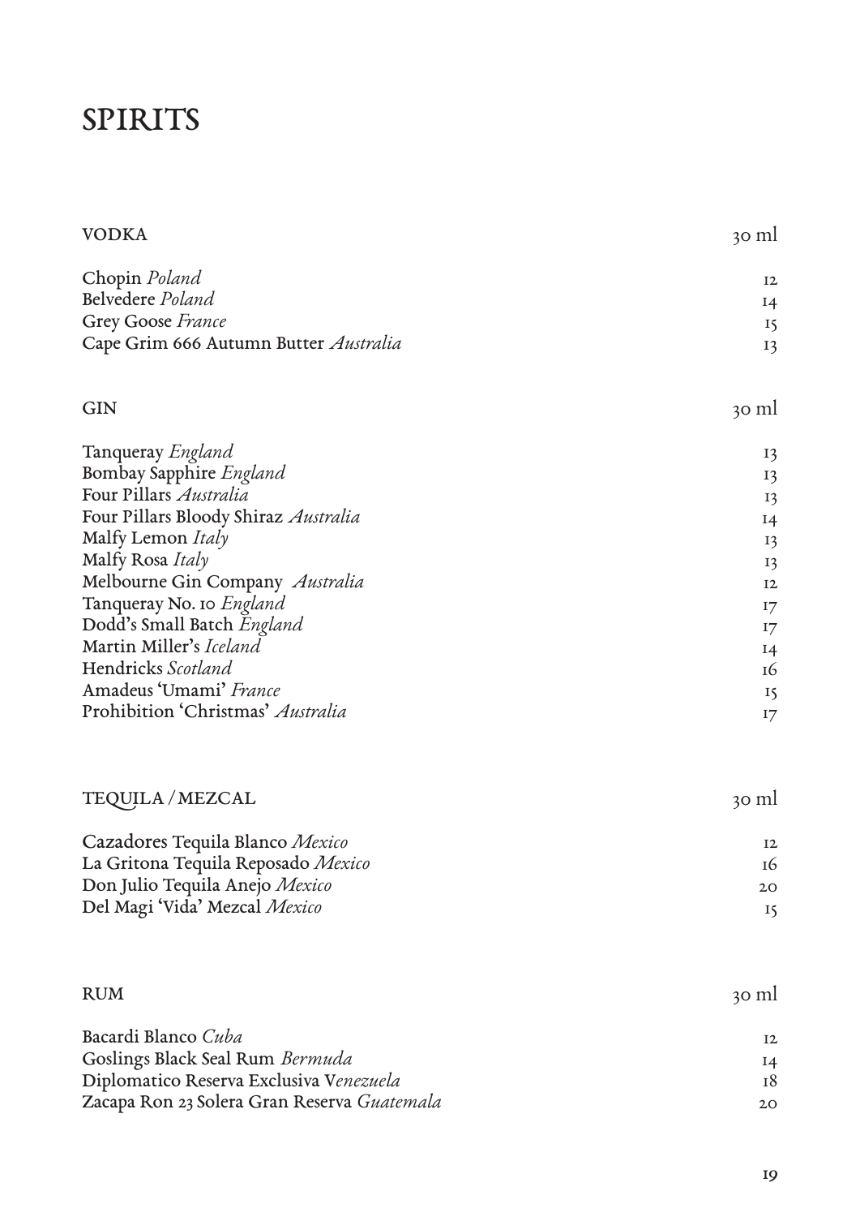# SPIRITS

| VODKA | 30 ml |
|---|---|
| Chopin *Poland* | 12 |
| Belvedere *Poland* | 14 |
| Grey Goose *France* | 15 |
| Cape Grim 666 Autumn Butter *Australia* | 13 |

| GIN | 30 ml |
|---|---|
| Tanqueray *England* | 13 |
| Bombay Sapphire *England* | 13 |
| Four Pillars *Australia* | 13 |
| Four Pillars Bloody Shiraz *Australia* | 14 |
| Malfy Lemon *Italy* | 13 |
| Malfy Rosa *Italy* | 13 |
| Melbourne Gin Company *Australia* | 12 |
| Tanqueray No. 10 *England* | 17 |
| Dodd's Small Batch *England* | 17 |
| Martin Miller's *Iceland* | 14 |
| Hendricks *Scotland* | 16 |
| Amadeus 'Umami' *France* | 15 |
| Prohibition 'Christmas' *Australia* | 17 |

| TEQUILA / MEZCAL | 30 ml |
|---|---|
| Cazadores Tequila Blanco *Mexico* | 12 |
| La Gritona Tequila Reposado *Mexico* | 16 |
| Don Julio Tequila Anejo *Mexico* | 20 |
| Del Magi 'Vida' Mezcal *Mexico* | 15 |

| RUM | 30 ml |
|---|---|
| Bacardi Blanco *Cuba* | 12 |
| Goslings Black Seal Rum *Bermuda* | 14 |
| Diplomatico Reserva Exclusiva V*enezuela* | 18 |
| Zacapa Ron 23 Solera Gran Reserva *Guatemala* | 20 |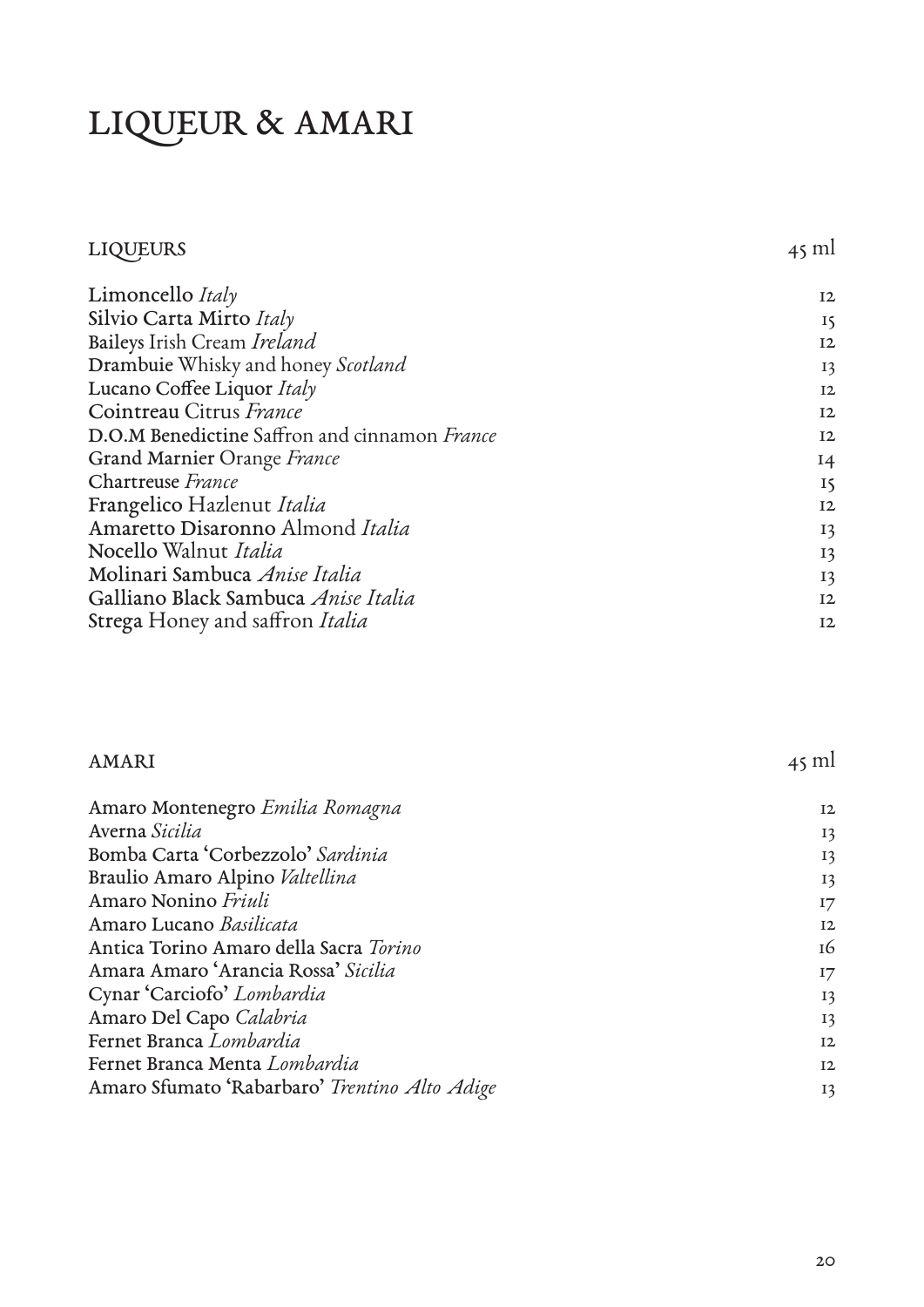# LIQUEUR & AMARI

## LIQUEURS

| | 45 ml |
|---|---|
| **Limoncello** *Italy* | 12 |
| **Silvio Carta Mirto** *Italy* | 15 |
| **Baileys** Irish Cream *Ireland* | 12 |
| **Drambuie** Whisky and honey *Scotland* | 13 |
| **Lucano Coffee Liquor** *Italy* | 12 |
| **Cointreau** Citrus *France* | 12 |
| **D.O.M Benedictine** Saffron and cinnamon *France* | 12 |
| **Grand Marnier** Orange *France* | 14 |
| **Chartreuse** *France* | 15 |
| **Frangelico** Hazlenut *Italia* | 12 |
| **Amaretto Disaronno** Almond *Italia* | 13 |
| **Nocello** Walnut *Italia* | 13 |
| **Molinari Sambuca** *Anise Italia* | 13 |
| **Galliano Black Sambuca** *Anise Italia* | 12 |
| **Strega** Honey and saffron *Italia* | 12 |

## AMARI

| | 45 ml |
|---|---|
| **Amaro Montenegro** *Emilia Romagna* | 12 |
| **Averna** *Sicilia* | 13 |
| **Bomba Carta 'Corbezzolo'** *Sardinia* | 13 |
| **Braulio Amaro Alpino** *Valtellina* | 13 |
| **Amaro Nonino** *Friuli* | 17 |
| **Amaro Lucano** *Basilicata* | 12 |
| **Antica Torino Amaro della Sacra** *Torino* | 16 |
| **Amara Amaro 'Arancia Rossa'** *Sicilia* | 17 |
| **Cynar 'Carciofo'** *Lombardia* | 13 |
| **Amaro Del Capo** *Calabria* | 13 |
| **Fernet Branca** *Lombardia* | 12 |
| **Fernet Branca Menta** *Lombardia* | 12 |
| **Amaro Sfumato 'Rabarbaro'** *Trentino Alto Adige* | 13 |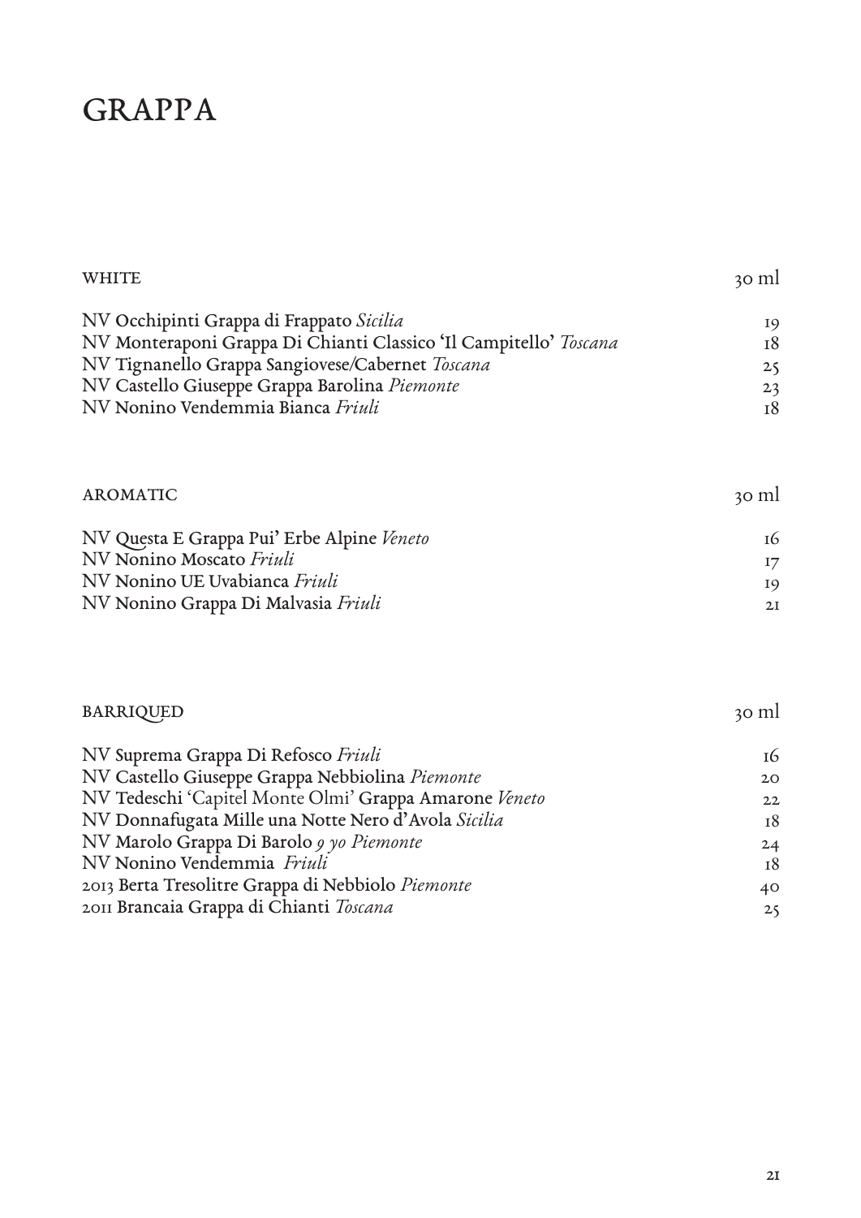# GRAPPA

| WHITE | 30 ml |
|---|---|
| NV Occhipinti Grappa di Frappato *Sicilia* | 19 |
| NV Monteraponi Grappa Di Chianti Classico 'Il Campitello' *Toscana* | 18 |
| NV Tignanello Grappa Sangiovese/Cabernet *Toscana* | 25 |
| NV Castello Giuseppe Grappa Barolina *Piemonte* | 23 |
| NV Nonino Vendemmia Bianca *Friuli* | 18 |

| AROMATIC | 30 ml |
|---|---|
| NV Questa E Grappa Pui' Erbe Alpine *Veneto* | 16 |
| NV Nonino Moscato *Friuli* | 17 |
| NV Nonino UE Uvabianca *Friuli* | 19 |
| NV Nonino Grappa Di Malvasia *Friuli* | 21 |

| BARRIQUED | 30 ml |
|---|---|
| NV Suprema Grappa Di Refosco *Friuli* | 16 |
| NV Castello Giuseppe Grappa Nebbiolina *Piemonte* | 20 |
| NV Tedeschi 'Capitel Monte Olmi' Grappa Amarone *Veneto* | 22 |
| NV Donnafugata Mille una Notte Nero d'Avola *Sicilia* | 18 |
| NV Marolo Grappa Di Barolo *9 yo Piemonte* | 24 |
| NV Nonino Vendemmia *Friuli* | 18 |
| 2013 Berta Tresolitre Grappa di Nebbiolo *Piemonte* | 40 |
| 2011 Brancaia Grappa di Chianti *Toscana* | 25 |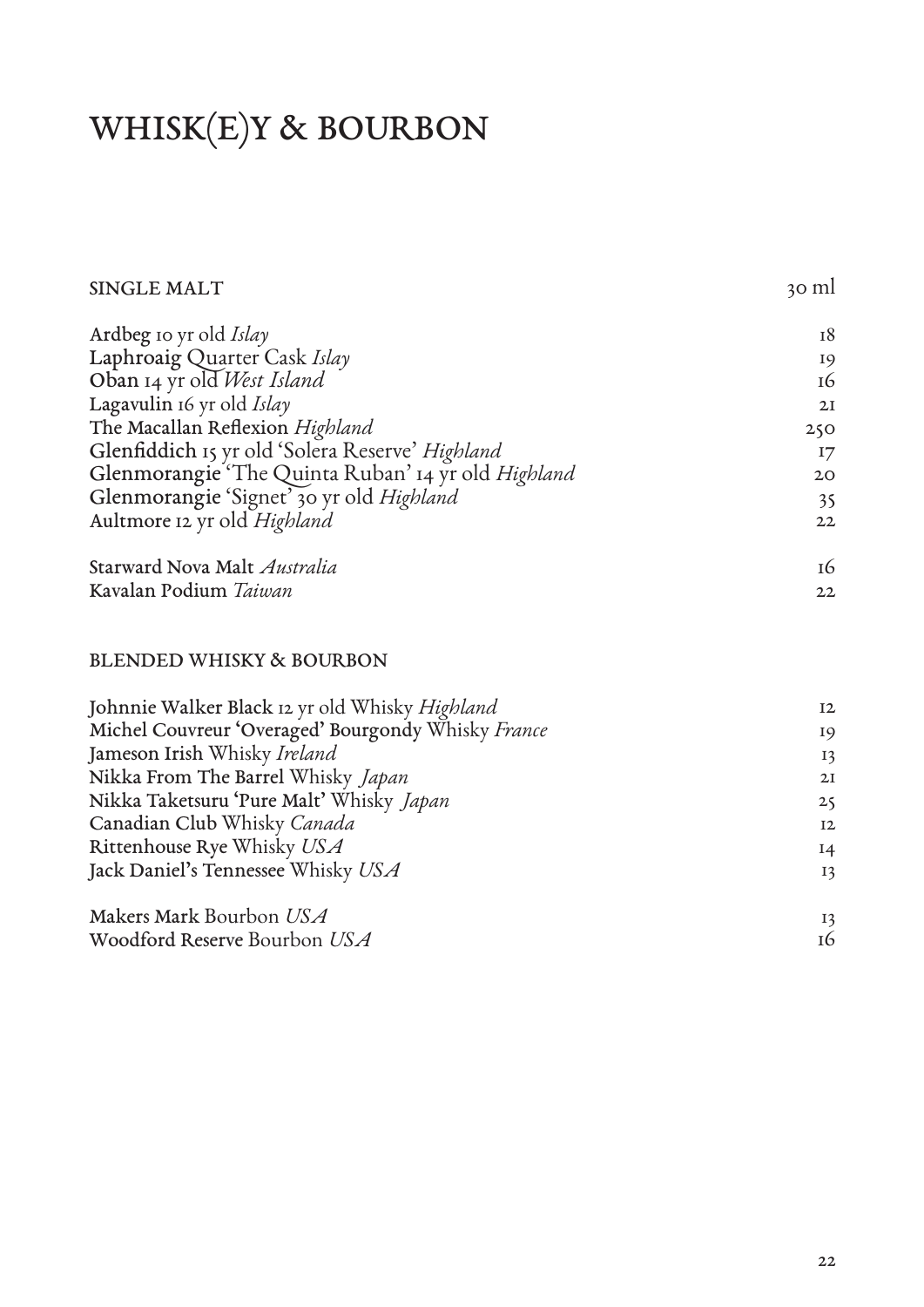# WHISK(E)Y & BOURBON

| SINGLE MALT | 30 ml |
|---|---|
| **Ardbeg** 10 yr old *Islay* | 18 |
| **Laphroaig** Quarter Cask *Islay* | 19 |
| **Oban** 14 yr old *West Island* | 16 |
| **Lagavulin** 16 yr old *Islay* | 21 |
| **The Macallan Reflexion** *Highland* | 250 |
| **Glenfiddich** 15 yr old 'Solera Reserve' *Highland* | 17 |
| **Glenmorangie** 'The Quinta Ruban' 14 yr old *Highland* | 20 |
| **Glenmorangie** 'Signet' 30 yr old *Highland* | 35 |
| **Aultmore** 12 yr old *Highland* | 22 |
| **Starward Nova Malt** *Australia* | 16 |
| **Kavalan Podium** *Taiwan* | 22 |

| BLENDED WHISKY & BOURBON | |
|---|---|
| **Johnnie Walker Black** 12 yr old Whisky *Highland* | 12 |
| **Michel Couvreur 'Overaged' Bourgondy** Whisky *France* | 19 |
| **Jameson Irish** Whisky *Ireland* | 13 |
| **Nikka From The Barrel** Whisky *Japan* | 21 |
| **Nikka Taketsuru 'Pure Malt'** Whisky *Japan* | 25 |
| **Canadian Club** Whisky *Canada* | 12 |
| **Rittenhouse Rye** Whisky *USA* | 14 |
| **Jack Daniel's Tennessee** Whisky *USA* | 13 |
| **Makers Mark** Bourbon *USA* | 13 |
| **Woodford Reserve** Bourbon *USA* | 16 |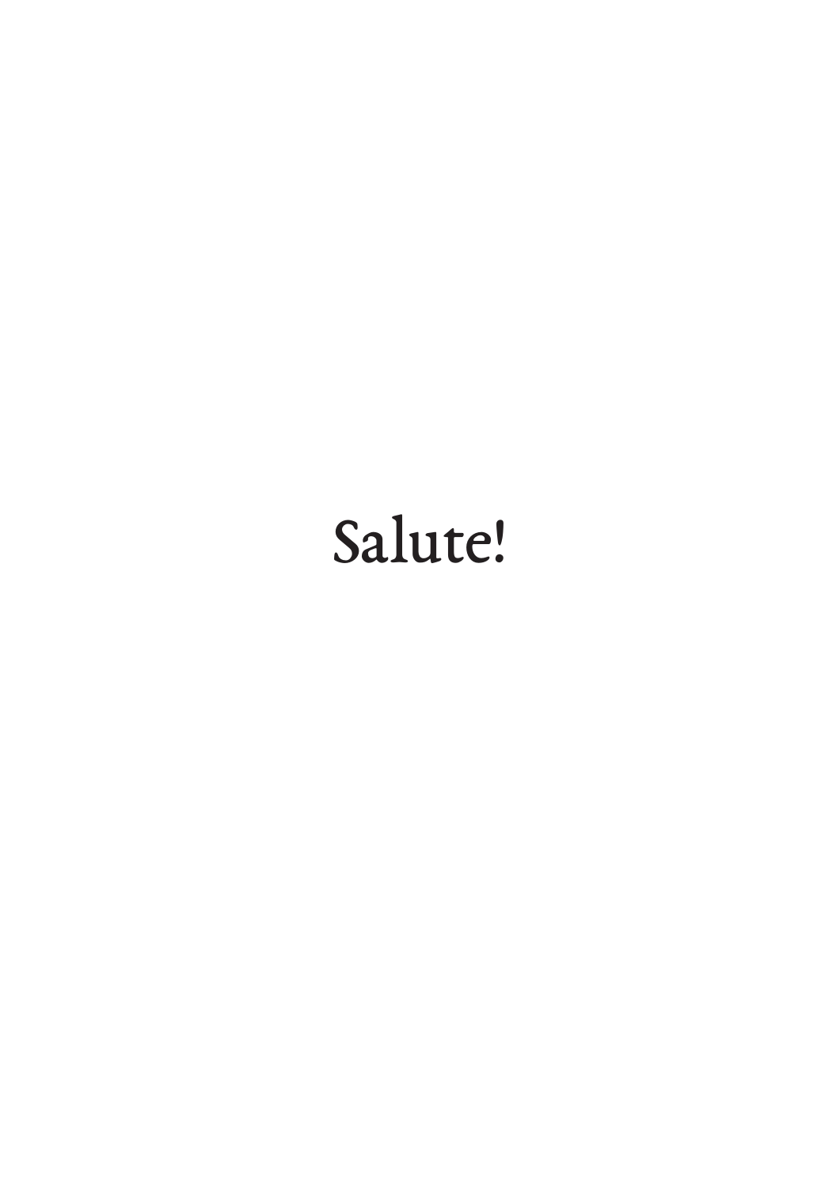Salute!